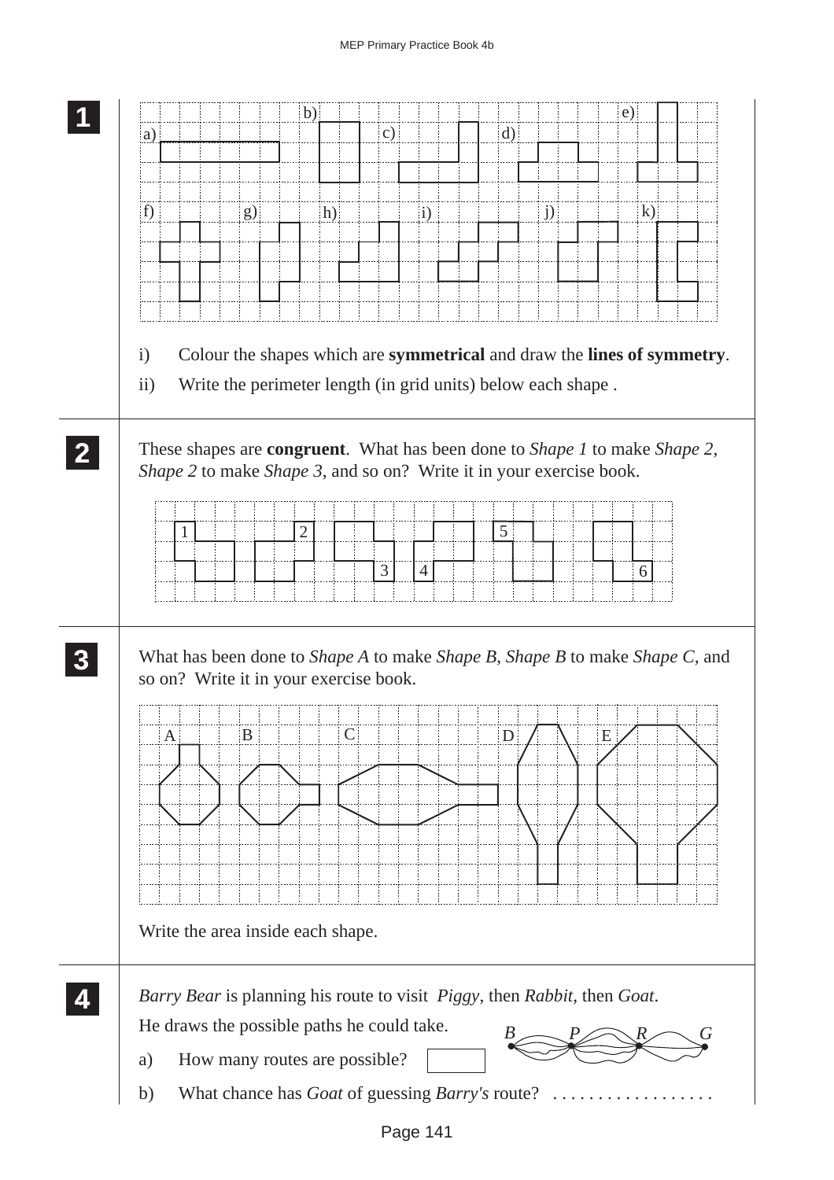**1**

a) b) c) d) e) f) g) h) i) j) k)

i) Colour the shapes which are **symmetrical** and draw the **lines of symmetry**.

ii) Write the perimeter length (in grid units) below each shape .

**2**

These shapes are **congruent**. What has been done to *Shape 1* to make *Shape 2*, *Shape 2* to make *Shape 3*, and so on? Write it in your exercise book.

1 2 3 4 5 6

**3**

What has been done to *Shape A* to make *Shape B*, *Shape B* to make *Shape C*, and so on? Write it in your exercise book.

A B C D E

Write the area inside each shape.

**4**

*Barry Bear* is planning his route to visit *Piggy*, then *Rabbit*, then *Goat*.

He draws the possible paths he could take.

*B* *P* *R* *G*

a) How many routes are possible?

b) What chance has *Goat* of guessing *Barry's* route? . . . . . . . . . . . . . . . . . .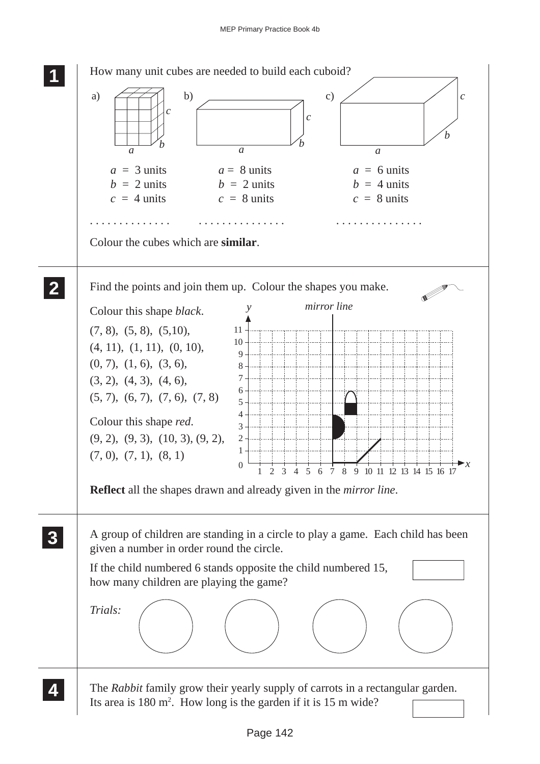**1**

How many unit cubes are needed to build each cuboid?

a)

$a$ = 3 units
$b$ = 2 units
$c$ = 4 units

. . . . . . . . . . . . .

b)

$a$ = 8 units
$b$ = 2 units
$c$ = 8 units

. . . . . . . . . . . . . . .

c)

$a$ = 6 units
$b$ = 4 units
$c$ = 8 units

. . . . . . . . . . . . . . .

Colour the cubes which are **similar**.

**2**

Find the points and join them up. Colour the shapes you make.

Colour this shape *black*.
(7, 8), (5, 8), (5,10),
(4, 11), (1, 11), (0, 10),
(0, 7), (1, 6), (3, 6),
(3, 2), (4, 3), (4, 6),
(5, 7), (6, 7), (7, 6), (7, 8)

Colour this shape *red*.
(9, 2), (9, 3), (10, 3), (9, 2),
(7, 0), (7, 1), (8, 1)

*mirror line*

**Reflect** all the shapes drawn and already given in the *mirror line*.

**3**

A group of children are standing in a circle to play a game. Each child has been given a number in order round the circle.

If the child numbered 6 stands opposite the child numbered 15, how many children are playing the game?

*Trials:*

**4**

The *Rabbit* family grow their yearly supply of carrots in a rectangular garden. Its area is 180 m$^2$. How long is the garden if it is 15 m wide?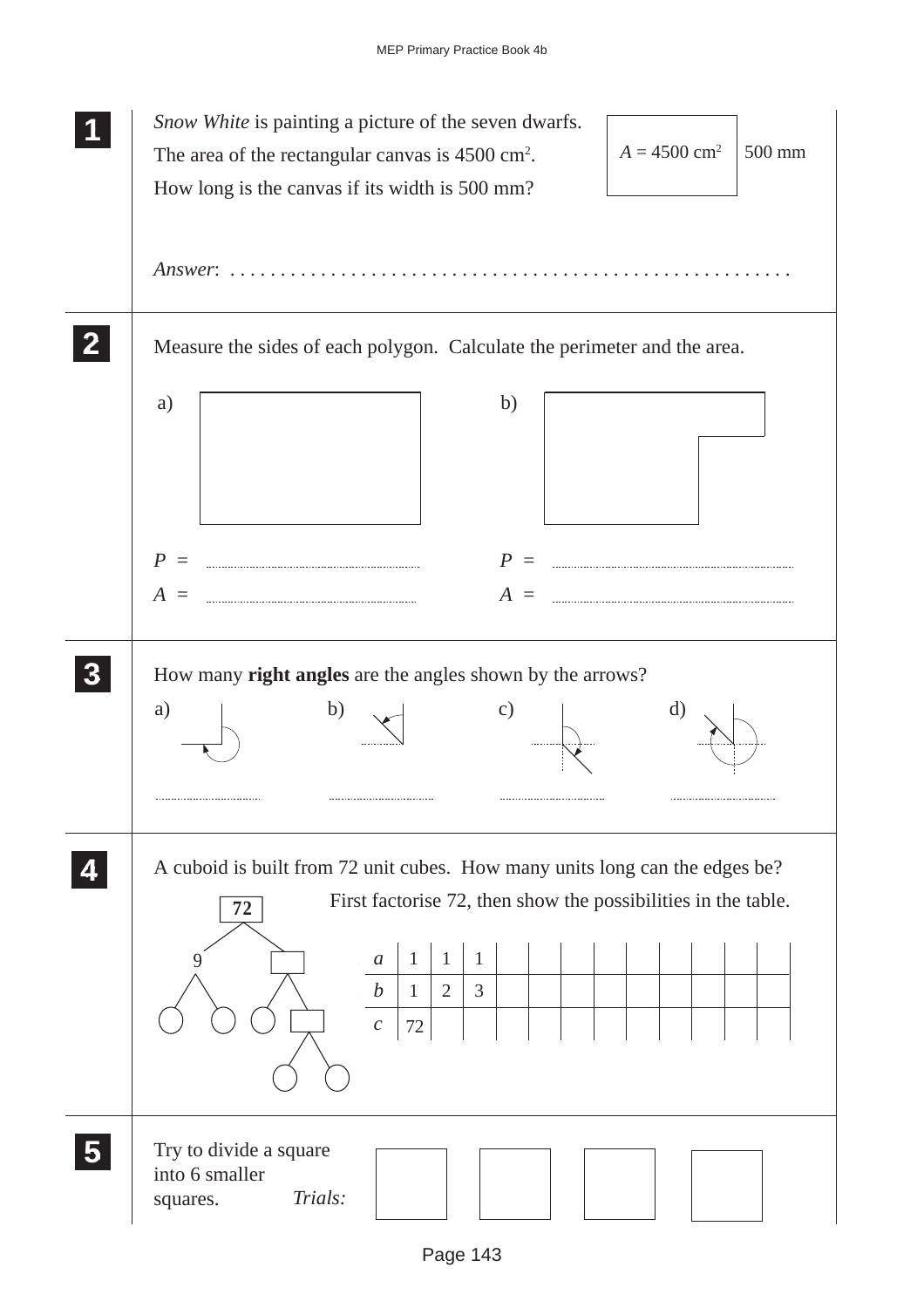**1**

*Snow White* is painting a picture of the seven dwarfs.
The area of the rectangular canvas is 4500 $cm^2$.
How long is the canvas if its width is 500 mm?

$A$ = 4500 $cm^2$ | 500 mm

*Answer*: . . . . . . . . . . . . . . . . . . . . . . . . . . . . . . . . . . . . . . . . . . . . . . . . . . . . .

**2**

Measure the sides of each polygon. Calculate the perimeter and the area.

a)

$P$ = ..........................
$A$ = ..........................

b)

$P$ = ..........................
$A$ = ..........................

**3**

How many **right angles** are the angles shown by the arrows?

a) .................... b) .................... c) .................... d) ....................

**4**

A cuboid is built from 72 unit cubes. How many units long can the edges be?

First factorise 72, then show the possibilities in the table.

72 → 9, □

| $a$ | 1 | 1 | 1 | | | | | | | | | |
|---|---|---|---|---|---|---|---|---|---|---|---|---|
| $b$ | 1 | 2 | 3 | | | | | | | | | |
| $c$ | 72 | | | | | | | | | | | |

**5**

Try to divide a square into 6 smaller squares. *Trials:*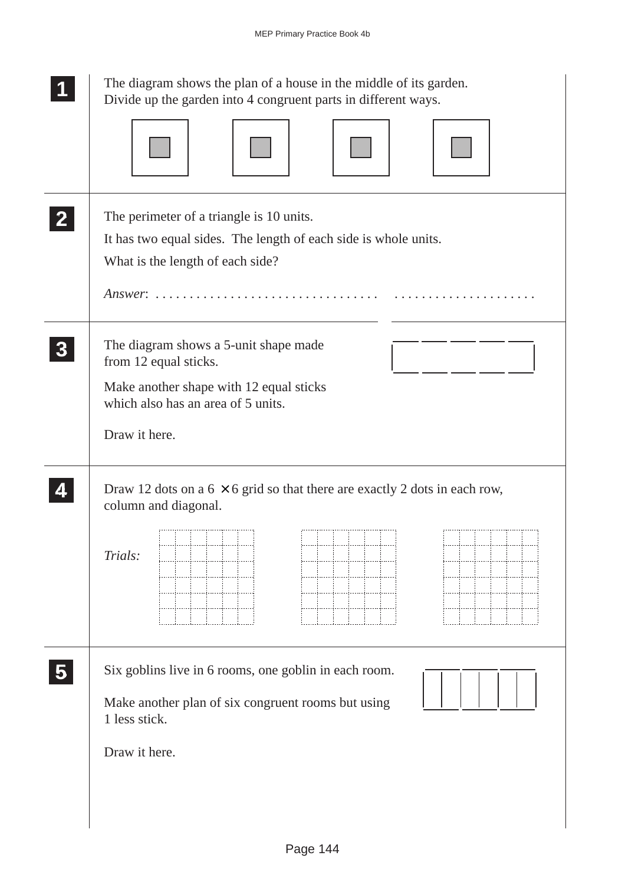**1** The diagram shows the plan of a house in the middle of its garden. Divide up the garden into 4 congruent parts in different ways.

**2** The perimeter of a triangle is 10 units.

It has two equal sides. The length of each side is whole units.

What is the length of each side?

*Answer*: . . . . . . . . . . . . . . . . . . . . . . . . . . . . . . . .   . . . . . . . . . . . . . . . . . . . . .

**3** The diagram shows a 5-unit shape made from 12 equal sticks.

Make another shape with 12 equal sticks which also has an area of 5 units.

Draw it here.

**4** Draw 12 dots on a $6 \times 6$ grid so that there are exactly 2 dots in each row, column and diagonal.

*Trials:*

**5** Six goblins live in 6 rooms, one goblin in each room.

Make another plan of six congruent rooms but using 1 less stick.

Draw it here.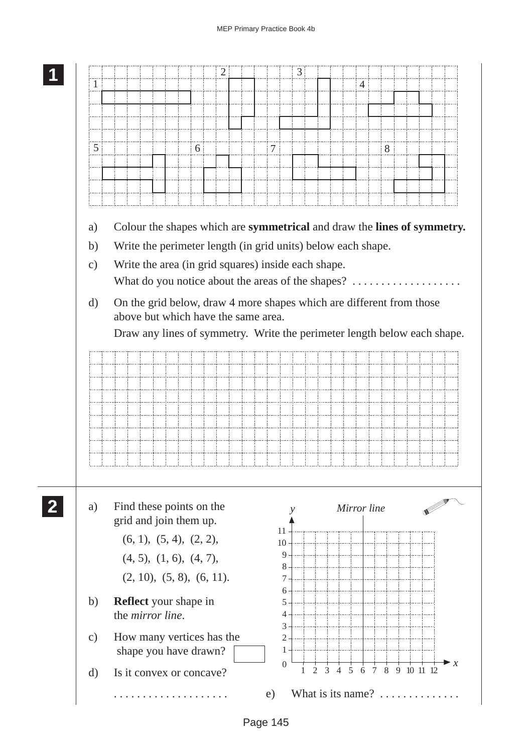**1**

1 2 3 4

5 6 7 8

a) Colour the shapes which are **symmetrical** and draw the **lines of symmetry.**

b) Write the perimeter length (in grid units) below each shape.

c) Write the area (in grid squares) inside each shape.
What do you notice about the areas of the shapes? . . . . . . . . . . . . . . . . . . .

d) On the grid below, draw 4 more shapes which are different from those above but which have the same area.
Draw any lines of symmetry. Write the perimeter length below each shape.

**2**

a) Find these points on the grid and join them up.

(6, 1), (5, 4), (2, 2),
(4, 5), (1, 6), (4, 7),
(2, 10), (5, 8), (6, 11).

b) **Reflect** your shape in the *mirror line*.

c) How many vertices has the shape you have drawn?

d) Is it convex or concave?
. . . . . . . . . . . . . . . . . . . .

e) What is its name? . . . . . . . . . . . . . .

*y* *Mirror line*

*x*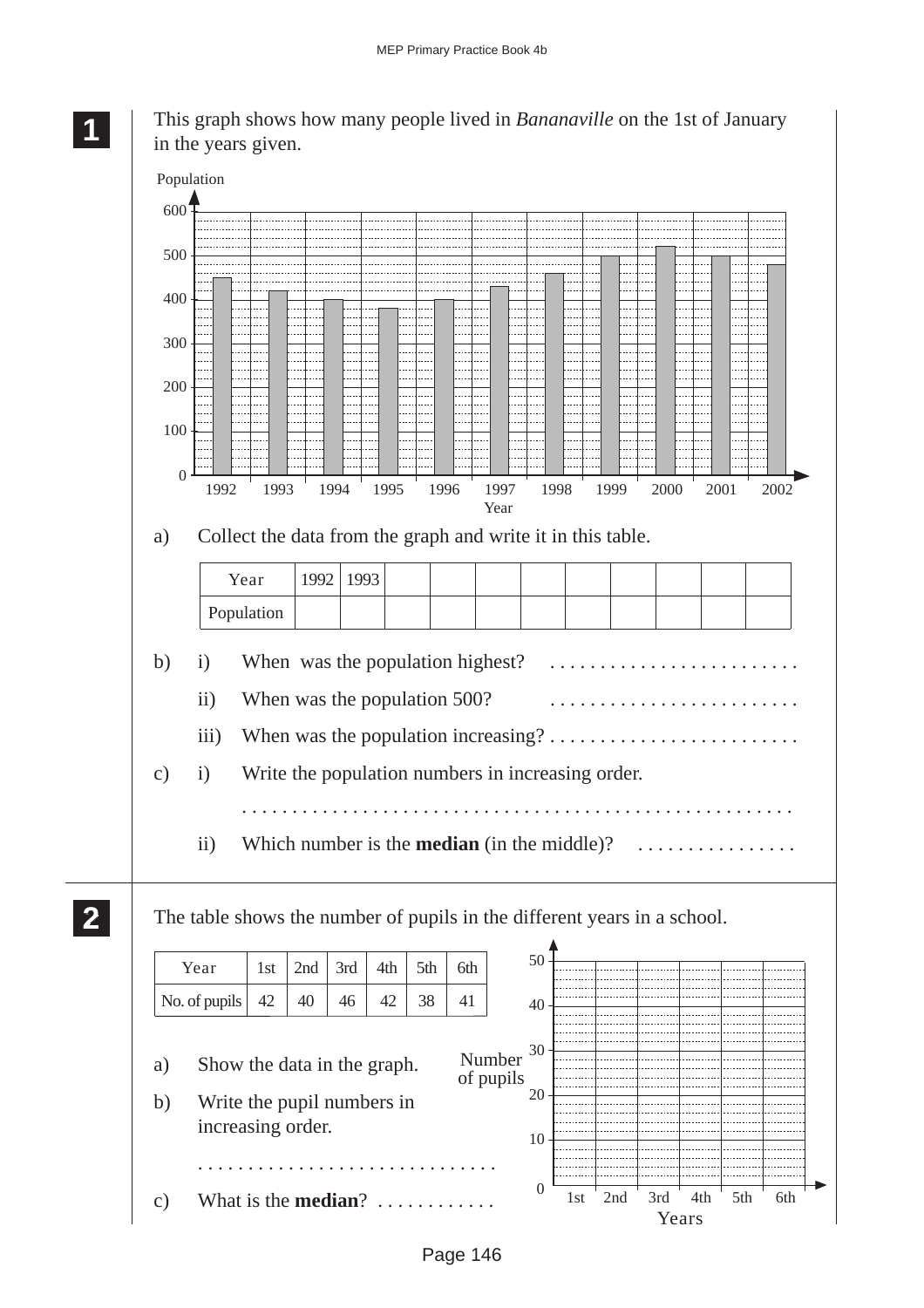**1**

This graph shows how many people lived in *Bananaville* on the 1st of January in the years given.

Population

600, 500, 400, 300, 200, 100, 0

1992 1993 1994 1995 1996 1997 1998 1999 2000 2001 2002

Year

a) Collect the data from the graph and write it in this table.

| Year | 1992 | 1993 | | | | | | | | | |
|---|---|---|---|---|---|---|---|---|---|---|---|
| Population | | | | | | | | | | | |

b) i) When was the population highest? . . . . . . . . . . . . . . . . . . . . . . . . .

ii) When was the population 500? . . . . . . . . . . . . . . . . . . . . . . . . .

iii) When was the population increasing? . . . . . . . . . . . . . . . . . . . . . . . . .

c) i) Write the population numbers in increasing order.

. . . . . . . . . . . . . . . . . . . . . . . . . . . . . . . . . . . . . . . . . . . . . . . . . . . . .

ii) Which number is the **median** (in the middle)? . . . . . . . . . . . . . . . .

**2**

The table shows the number of pupils in the different years in a school.

| Year | 1st | 2nd | 3rd | 4th | 5th | 6th |
|---|---|---|---|---|---|---|
| No. of pupils | 42 | 40 | 46 | 42 | 38 | 41 |

a) Show the data in the graph.

b) Write the pupil numbers in increasing order.

. . . . . . . . . . . . . . . . . . . . . . . . . . . . . .

c) What is the **median**? . . . . . . . . . . . .

Number of pupils

50, 40, 30, 20, 10, 0

1st 2nd 3rd 4th 5th 6th

Years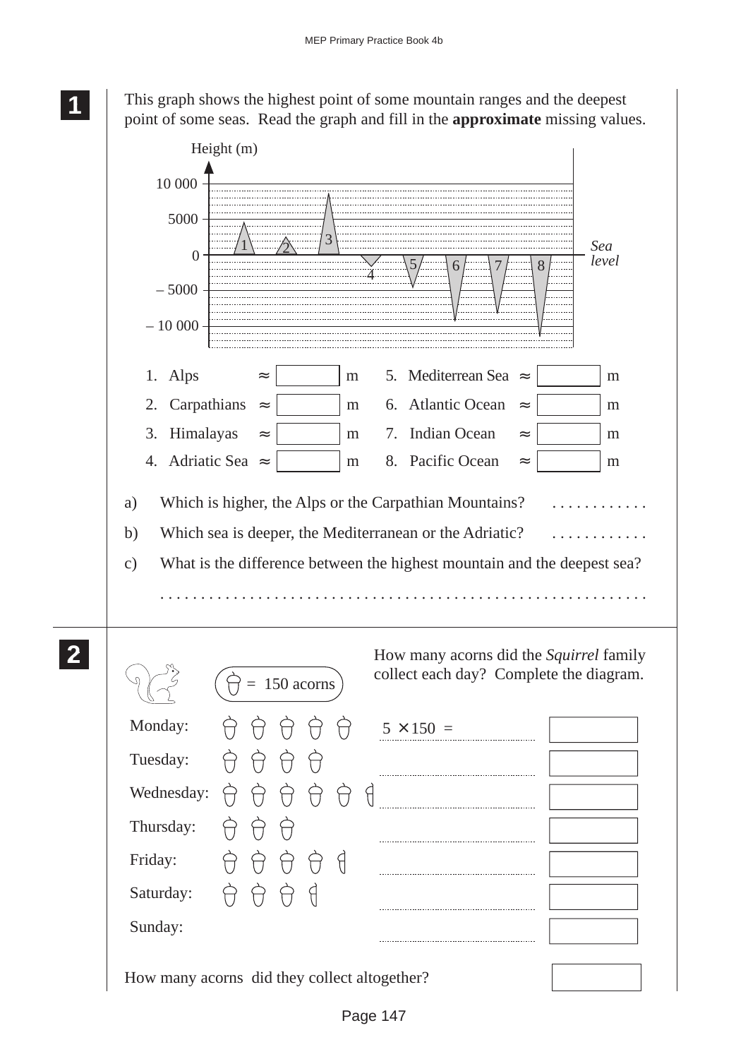**1**

This graph shows the highest point of some mountain ranges and the deepest point of some seas. Read the graph and fill in the **approximate** missing values.

| | | | | | | |
|---|---|---|---|---|---|---|
| 1. Alps | ≈ | ______ m | | 5. Mediterrean Sea | ≈ | ______ m |
| 2. Carpathians | ≈ | ______ m | | 6. Atlantic Ocean | ≈ | ______ m |
| 3. Himalayas | ≈ | ______ m | | 7. Indian Ocean | ≈ | ______ m |
| 4. Adriatic Sea | ≈ | ______ m | | 8. Pacific Ocean | ≈ | ______ m |

a) Which is higher, the Alps or the Carpathian Mountains? . . . . . . . . . . . .

b) Which sea is deeper, the Mediterranean or the Adriatic? . . . . . . . . . . . .

c) What is the difference between the highest mountain and the deepest sea?

. . . . . . . . . . . . . . . . . . . . . . . . . . . . . . . . . . . . . . . . . . . . . . . . . . . . . . . .

**2**

(acorn) = 150 acorns

How many acorns did the *Squirrel* family collect each day? Complete the diagram.

| Day | Acorns | Calculation | Answer |
|---|---|---|---|
| Monday: | 5 acorns | $5 \times 150 =$ ........ | |
| Tuesday: | 4 acorns | ........ | |
| Wednesday: | 5 and a half acorns | ........ | |
| Thursday: | 3 acorns | ........ | |
| Friday: | 4 and a half acorns | ........ | |
| Saturday: | 3 and a half acorns | ........ | |
| Sunday: | | ........ | |

How many acorns did they collect altogether? ______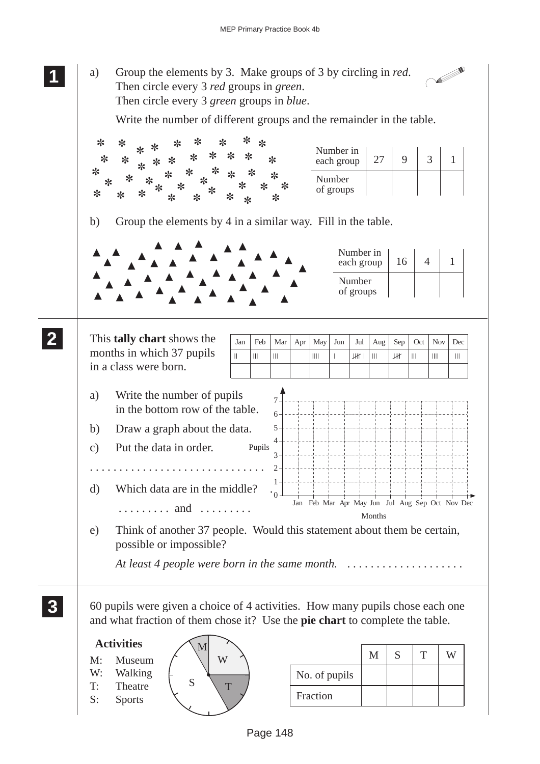**1**

a) Group the elements by 3. Make groups of 3 by circling in *red*.
Then circle every 3 *red* groups in *green*.
Then circle every 3 *green* groups in *blue*.

Write the number of different groups and the remainder in the table.

| Number in each group | 27 | 9 | 3 | 1 |
|---|---|---|---|---|
| Number of groups | | | | |

b) Group the elements by 4 in a similar way. Fill in the table.

| Number in each group | 16 | 4 | 1 |
|---|---|---|---|
| Number of groups | | | |

**2**

This **tally chart** shows the months in which 37 pupils in a class were born.

| Jan | Feb | Mar | Apr | May | Jun | Jul | Aug | Sep | Oct | Nov | Dec |
|---|---|---|---|---|---|---|---|---|---|---|---|
| \|\| | \|\|\| | \|\|\| | | \|\|\|\| | \| | ~~\|\|\|\|~~ \| | \|\|\| | ~~\|\|\|\|~~ | \|\|\| | \|\|\|\| | \|\|\| |
| | | | | | | | | | | | |

a) Write the number of pupils in the bottom row of the table.

b) Draw a graph about the data.

c) Put the data in order.

. . . . . . . . . . . . . . . . . . . . . . . . . . . . .

d) Which data are in the middle?

. . . . . . . . . and . . . . . . . . .

e) Think of another 37 people. Would this statement about them be certain, possible or impossible?

*At least 4 people were born in the same month.* . . . . . . . . . . . . . . . . . . . .

**3**

60 pupils were given a choice of 4 activities. How many pupils chose each one and what fraction of them chose it? Use the **pie chart** to complete the table.

**Activities**

M: Museum
W: Walking
T: Theatre
S: Sports

| | M | S | T | W |
|---|---|---|---|---|
| No. of pupils | | | | |
| Fraction | | | | |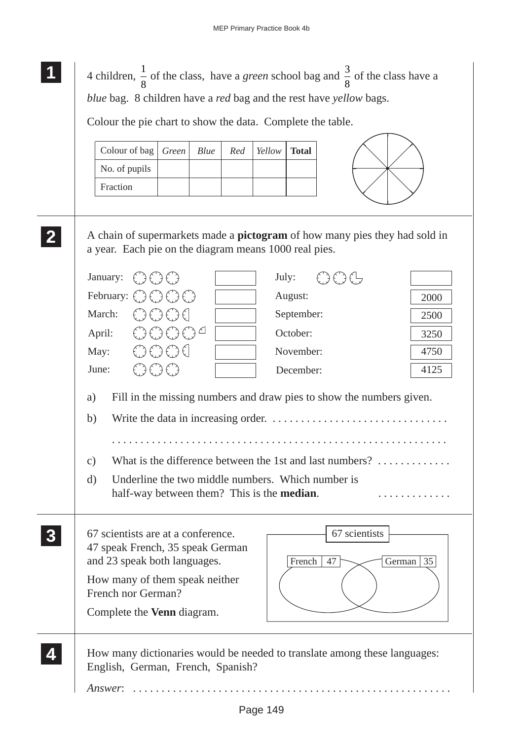**1**

4 children, $\frac{1}{8}$ of the class, have a *green* school bag and $\frac{3}{8}$ of the class have a *blue* bag. 8 children have a *red* bag and the rest have *yellow* bags.

Colour the pie chart to show the data. Complete the table.

| Colour of bag | *Green* | *Blue* | *Red* | *Yellow* | **Total** |
|---|---|---|---|---|---|
| No. of pupils | | | | | |
| Fraction | | | | | |

**2**

A chain of supermarkets made a **pictogram** of how many pies they had sold in a year. Each pie on the diagram means 1000 real pies.

| Month | Pies | Number | Month | Pies | Number |
|---|---|---|---|---|---|
| January: | 3 pies | | July: | $2\frac{3}{4}$ pies | |
| February: | 4 pies | | August: | | 2000 |
| March: | $3\frac{1}{2}$ pies | | September: | | 2500 |
| April: | $4\frac{1}{4}$ pies | | October: | | 3250 |
| May: | $3\frac{1}{2}$ pies | | November: | | 4750 |
| June: | 3 pies | | December: | | 4125 |

a) Fill in the missing numbers and draw pies to show the numbers given.

b) Write the data in increasing order. . . . . . . . . . . . . . . . . . . . . . . . . . . . . . . .

. . . . . . . . . . . . . . . . . . . . . . . . . . . . . . . . . . . . . . . . . . . . . . . . . . . . . . . . .

c) What is the difference between the 1st and last numbers? . . . . . . . . . . . . .

d) Underline the two middle numbers. Which number is half-way between them? This is the **median**. . . . . . . . . . . . . .

**3**

67 scientists are at a conference. 47 speak French, 35 speak German and 23 speak both languages.

How many of them speak neither French nor German?

Complete the **Venn** diagram.

67 scientists

French 47 | German 35

**4**

How many dictionaries would be needed to translate among these languages: English, German, French, Spanish?

*Answer*: . . . . . . . . . . . . . . . . . . . . . . . . . . . . . . . . . . . . . . . . . . . . . . . . . . . . .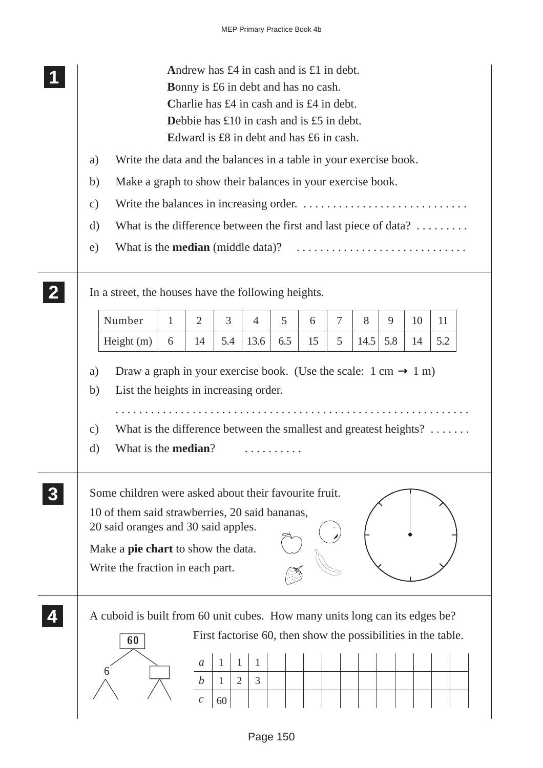**1**

**A**ndrew has £4 in cash and is £1 in debt.
**B**onny is £6 in debt and has no cash.
**C**harlie has £4 in cash and is £4 in debt.
**D**ebbie has £10 in cash and is £5 in debt.
**E**dward is £8 in debt and has £6 in cash.

a) Write the data and the balances in a table in your exercise book.

b) Make a graph to show their balances in your exercise book.

c) Write the balances in increasing order. . . . . . . . . . . . . . . . . . . . . . . . . . . . .

d) What is the difference between the first and last piece of data? . . . . . . . . .

e) What is the **median** (middle data)? . . . . . . . . . . . . . . . . . . . . . . . . . . . . .

**2**

In a street, the houses have the following heights.

| Number | 1 | 2 | 3 | 4 | 5 | 6 | 7 | 8 | 9 | 10 | 11 |
|---|---|---|---|---|---|---|---|---|---|---|---|
| Height (m) | 6 | 14 | 5.4 | 13.6 | 6.5 | 15 | 5 | 14.5 | 5.8 | 14 | 5.2 |

a) Draw a graph in your exercise book. (Use the scale: 1 cm → 1 m)

b) List the heights in increasing order.

. . . . . . . . . . . . . . . . . . . . . . . . . . . . . . . . . . . . . . . . . . . . . . . . . . . . . . . . .

c) What is the difference between the smallest and greatest heights? . . . . . . .

d) What is the **median**? . . . . . . . . . .

**3**

Some children were asked about their favourite fruit.

10 of them said strawberries, 20 said bananas, 20 said oranges and 30 said apples.

Make a **pie chart** to show the data.

Write the fraction in each part.

**4**

A cuboid is built from 60 unit cubes. How many units long can its edges be?

First factorise 60, then show the possibilities in the table.

60 → 6, □

| $a$ | 1 | 1 | 1 | | | | | | | | | | | | |
|---|---|---|---|---|---|---|---|---|---|---|---|---|---|---|---|
| $b$ | 1 | 2 | 3 | | | | | | | | | | | | |
| $c$ | 60 | | | | | | | | | | | | | | |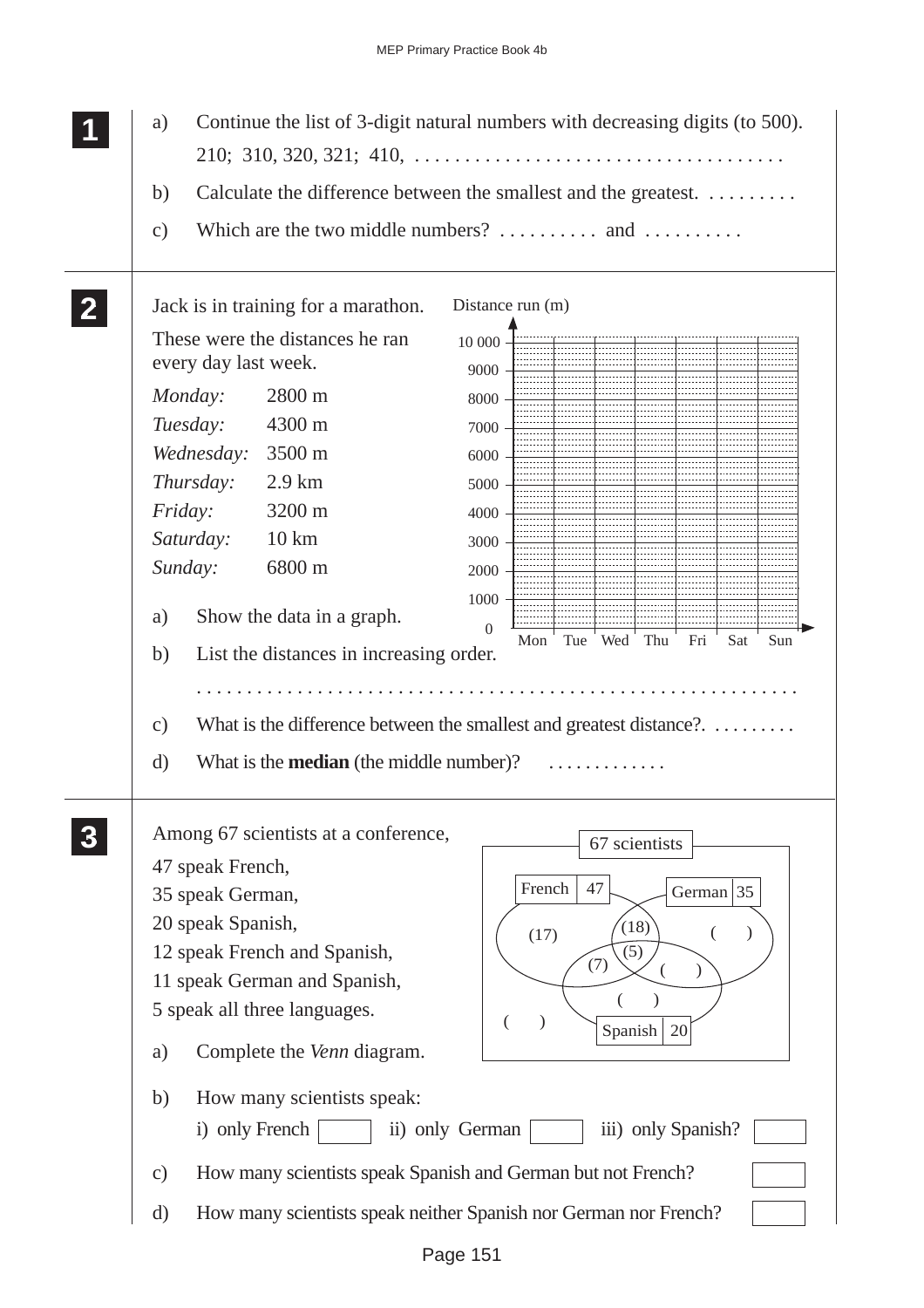**1**

a) Continue the list of 3-digit natural numbers with decreasing digits (to 500).

210; 310, 320, 321; 410, . . . . . . . . . . . . . . . . . . . . . . . . . . . . . . . . . . .

b) Calculate the difference between the smallest and the greatest. . . . . . . . . .

c) Which are the two middle numbers? . . . . . . . . . . and . . . . . . . . . .

**2**

Jack is in training for a marathon.

These were the distances he ran every day last week.

| | |
|---|---|
| *Monday:* | 2800 m |
| *Tuesday:* | 4300 m |
| *Wednesday:* | 3500 m |
| *Thursday:* | 2.9 km |
| *Friday:* | 3200 m |
| *Saturday:* | 10 km |
| *Sunday:* | 6800 m |

Distance run (m)

10 000, 9000, 8000, 7000, 6000, 5000, 4000, 3000, 2000, 1000, 0

Mon, Tue, Wed, Thu, Fri, Sat, Sun

a) Show the data in a graph.

b) List the distances in increasing order.

. . . . . . . . . . . . . . . . . . . . . . . . . . . . . . . . . . . . . . . . . . . . . . . . . . . . . . . . . .

c) What is the difference between the smallest and greatest distance?. . . . . . . . . .

d) What is the **median** (the middle number)? . . . . . . . . . . . . .

**3**

Among 67 scientists at a conference,

47 speak French,
35 speak German,
20 speak Spanish,
12 speak French and Spanish,
11 speak German and Spanish,
5 speak all three languages.

67 scientists

French 47 | German 35 | Spanish 20

(17) (18) ( ) (5) (7) ( ) ( ) ( )

a) Complete the *Venn* diagram.

b) How many scientists speak:

i) only French ☐ ii) only German ☐ iii) only Spanish? ☐

c) How many scientists speak Spanish and German but not French? ☐

d) How many scientists speak neither Spanish nor German nor French? ☐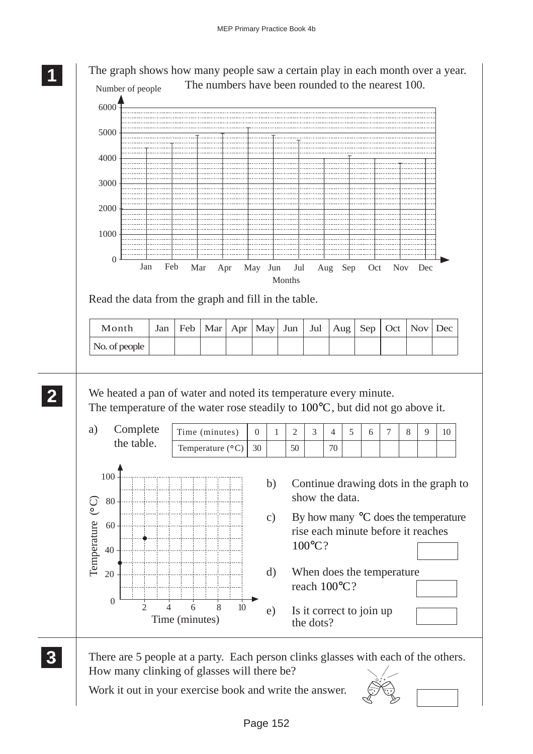**1**

The graph shows how many people saw a certain play in each month over a year. The numbers have been rounded to the nearest 100.

Read the data from the graph and fill in the table.

| Month | Jan | Feb | Mar | Apr | May | Jun | Jul | Aug | Sep | Oct | Nov | Dec |
|---|---|---|---|---|---|---|---|---|---|---|---|---|
| No. of people | | | | | | | | | | | | |

**2**

We heated a pan of water and noted its temperature every minute.
The temperature of the water rose steadily to 100°C, but did not go above it.

a) Complete the table.

| Time (minutes) | 0 | 1 | 2 | 3 | 4 | 5 | 6 | 7 | 8 | 9 | 10 |
|---|---|---|---|---|---|---|---|---|---|---|---|
| Temperature (°C) | 30 | | 50 | | 70 | | | | | | |

b) Continue drawing dots in the graph to show the data.

c) By how many °C does the temperature rise each minute before it reaches 100°C?

d) When does the temperature reach 100°C?

e) Is it correct to join up the dots?

**3**

There are 5 people at a party. Each person clinks glasses with each of the others. How many clinking of glasses will there be?

Work it out in your exercise book and write the answer.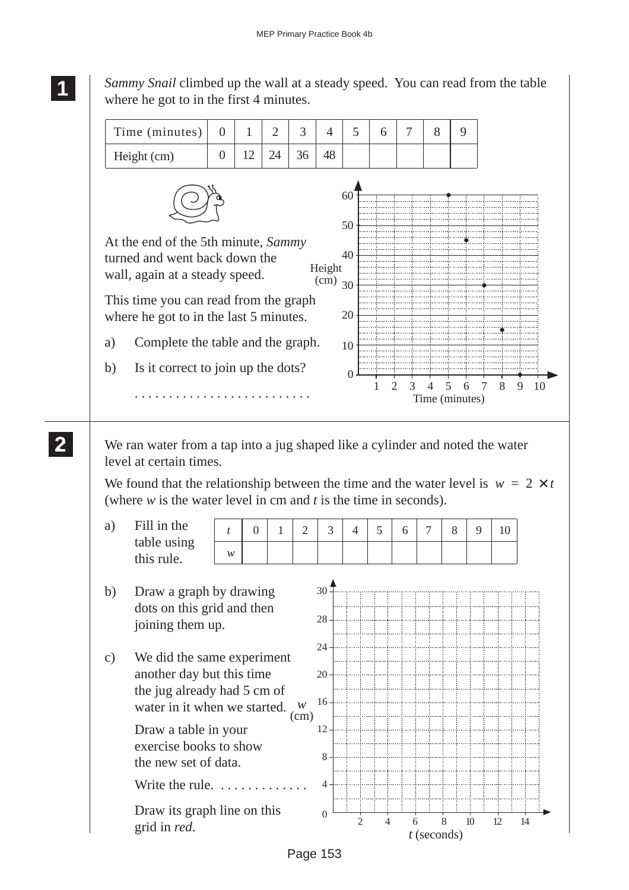**1**

*Sammy Snail* climbed up the wall at a steady speed. You can read from the table where he got to in the first 4 minutes.

| Time (minutes) | 0 | 1 | 2 | 3 | 4 | 5 | 6 | 7 | 8 | 9 |
|---|---|---|---|---|---|---|---|---|---|---|
| Height (cm) | 0 | 12 | 24 | 36 | 48 | | | | | |

At the end of the 5th minute, *Sammy* turned and went back down the wall, again at a steady speed.

This time you can read from the graph where he got to in the last 5 minutes.

a) Complete the table and the graph.

b) Is it correct to join up the dots?

. . . . . . . . . . . . . . . . . . . . . . . . .

**2**

We ran water from a tap into a jug shaped like a cylinder and noted the water level at certain times.

We found that the relationship between the time and the water level is $w = 2 \times t$ (where $w$ is the water level in cm and $t$ is the time in seconds).

a) Fill in the table using this rule.

| $t$ | 0 | 1 | 2 | 3 | 4 | 5 | 6 | 7 | 8 | 9 | 10 |
|---|---|---|---|---|---|---|---|---|---|---|---|
| $w$ | | | | | | | | | | | |

b) Draw a graph by drawing dots on this grid and then joining them up.

c) We did the same experiment another day but this time the jug already had 5 cm of water in it when we started.

Draw a table in your exercise books to show the new set of data.

Write the rule. . . . . . . . . . . . . .

Draw its graph line on this grid in *red*.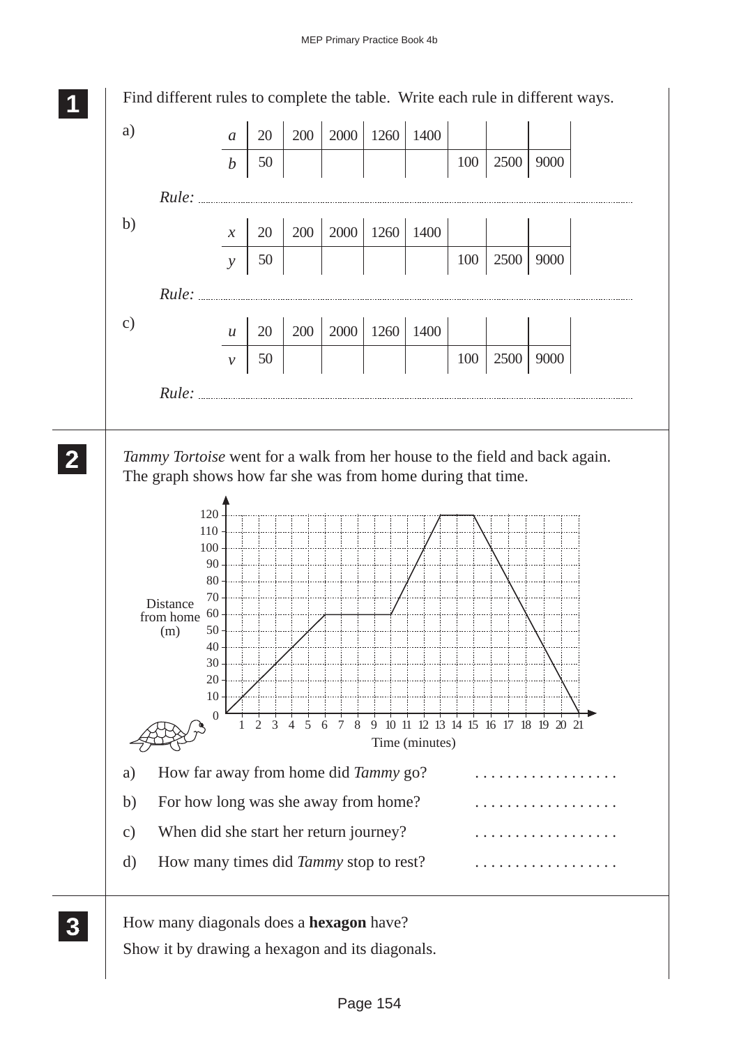**1** Find different rules to complete the table. Write each rule in different ways.

a)

| $a$ | 20 | 200 | 2000 | 1260 | 1400 | | | |
|---|---|---|---|---|---|---|---|---|
| $b$ | 50 | | | | | 100 | 2500 | 9000 |

*Rule:* ..................................................................................

b)

| $x$ | 20 | 200 | 2000 | 1260 | 1400 | | | |
|---|---|---|---|---|---|---|---|---|
| $y$ | 50 | | | | | 100 | 2500 | 9000 |

*Rule:* ..................................................................................

c)

| $u$ | 20 | 200 | 2000 | 1260 | 1400 | | | |
|---|---|---|---|---|---|---|---|---|
| $v$ | 50 | | | | | 100 | 2500 | 9000 |

*Rule:* ..................................................................................

**2** *Tammy Tortoise* went for a walk from her house to the field and back again. The graph shows how far she was from home during that time.

Distance from home (m)

Time (minutes)

a) How far away from home did *Tammy* go? ..................

b) For how long was she away from home? ..................

c) When did she start her return journey? ..................

d) How many times did *Tammy* stop to rest? ..................

**3** How many diagonals does a **hexagon** have?

Show it by drawing a hexagon and its diagonals.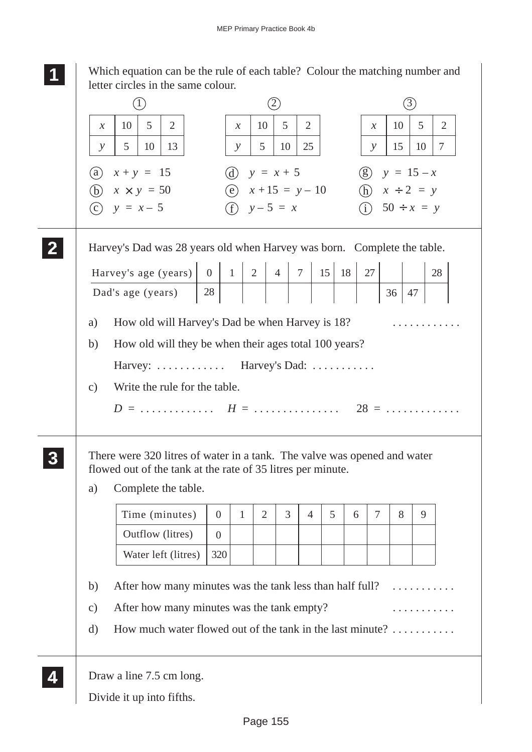**1** Which equation can be the rule of each table? Colour the matching number and letter circles in the same colour.

①

| $x$ | 10 | 5 | 2 |
|---|---|---|---|
| $y$ | 5 | 10 | 13 |

②

| $x$ | 10 | 5 | 2 |
|---|---|---|---|
| $y$ | 5 | 10 | 25 |

③

| $x$ | 10 | 5 | 2 |
|---|---|---|---|
| $y$ | 15 | 10 | 7 |

ⓐ $x + y = 15$  ⓓ $y = x + 5$  ⓖ $y = 15 - x$

ⓑ $x \times y = 50$  ⓔ $x + 15 = y - 10$  ⓗ $x \div 2 = y$

ⓒ $y = x - 5$  ⓕ $y - 5 = x$  ⓘ $50 \div x = y$

**2** Harvey's Dad was 28 years old when Harvey was born. Complete the table.

| Harvey's age (years) | 0 | 1 | 2 | 4 | 7 | 15 | 18 | 27 | | | 28 |
|---|---|---|---|---|---|---|---|---|---|---|---|
| Dad's age (years) | 28 | | | | | | | | 36 | 47 | |

a) How old will Harvey's Dad be when Harvey is 18? . . . . . . . . . . . .

b) How old will they be when their ages total 100 years?

Harvey: . . . . . . . . . . . .  Harvey's Dad: . . . . . . . . . . .

c) Write the rule for the table.

$D$ = . . . . . . . . . . . . .  $H$ = . . . . . . . . . . . . . . .  28 = . . . . . . . . . . . . .

**3** There were 320 litres of water in a tank. The valve was opened and water flowed out of the tank at the rate of 35 litres per minute.

a) Complete the table.

| Time (minutes) | 0 | 1 | 2 | 3 | 4 | 5 | 6 | 7 | 8 | 9 |
|---|---|---|---|---|---|---|---|---|---|---|
| Outflow (litres) | 0 | | | | | | | | | |
| Water left (litres) | 320 | | | | | | | | | |

b) After how many minutes was the tank less than half full? . . . . . . . . . . .

c) After how many minutes was the tank empty? . . . . . . . . . . .

d) How much water flowed out of the tank in the last minute? . . . . . . . . . . .

**4** Draw a line 7.5 cm long.

Divide it up into fifths.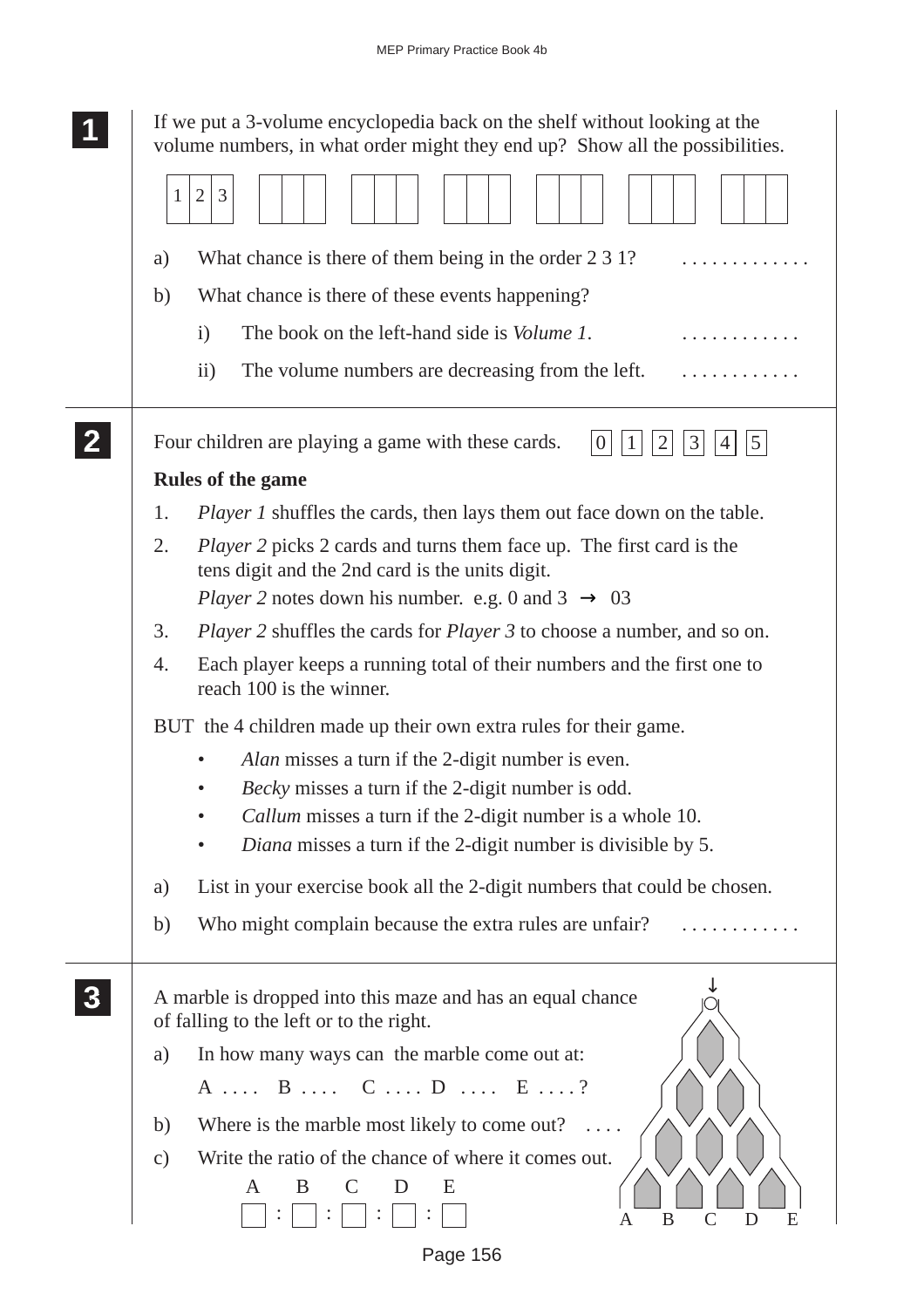**1**

If we put a 3-volume encyclopedia back on the shelf without looking at the volume numbers, in what order might they end up? Show all the possibilities.

| 1 | 2 | 3 |
|---|---|---|

a) What chance is there of them being in the order 2 3 1? . . . . . . . . . . . .

b) What chance is there of these events happening?

   i) The book on the left-hand side is *Volume 1*. . . . . . . . . . . .

   ii) The volume numbers are decreasing from the left. . . . . . . . . . . .

**2**

Four children are playing a game with these cards. 0 1 2 3 4 5

**Rules of the game**

1. *Player 1* shuffles the cards, then lays them out face down on the table.
2. *Player 2* picks 2 cards and turns them face up. The first card is the tens digit and the 2nd card is the units digit.
   *Player 2* notes down his number. e.g. 0 and 3 → 03
3. *Player 2* shuffles the cards for *Player 3* to choose a number, and so on.
4. Each player keeps a running total of their numbers and the first one to reach 100 is the winner.

BUT the 4 children made up their own extra rules for their game.

- *Alan* misses a turn if the 2-digit number is even.
- *Becky* misses a turn if the 2-digit number is odd.
- *Callum* misses a turn if the 2-digit number is a whole 10.
- *Diana* misses a turn if the 2-digit number is divisible by 5.

a) List in your exercise book all the 2-digit numbers that could be chosen.

b) Who might complain because the extra rules are unfair? . . . . . . . . . . .

**3**

A marble is dropped into this maze and has an equal chance of falling to the left or to the right.

a) In how many ways can the marble come out at:

   A . . . . B . . . . C . . . . D . . . . E . . . . ?

b) Where is the marble most likely to come out? . . . .

c) Write the ratio of the chance of where it comes out.

   A : B : C : D : E

   ☐ : ☐ : ☐ : ☐ : ☐

A B C D E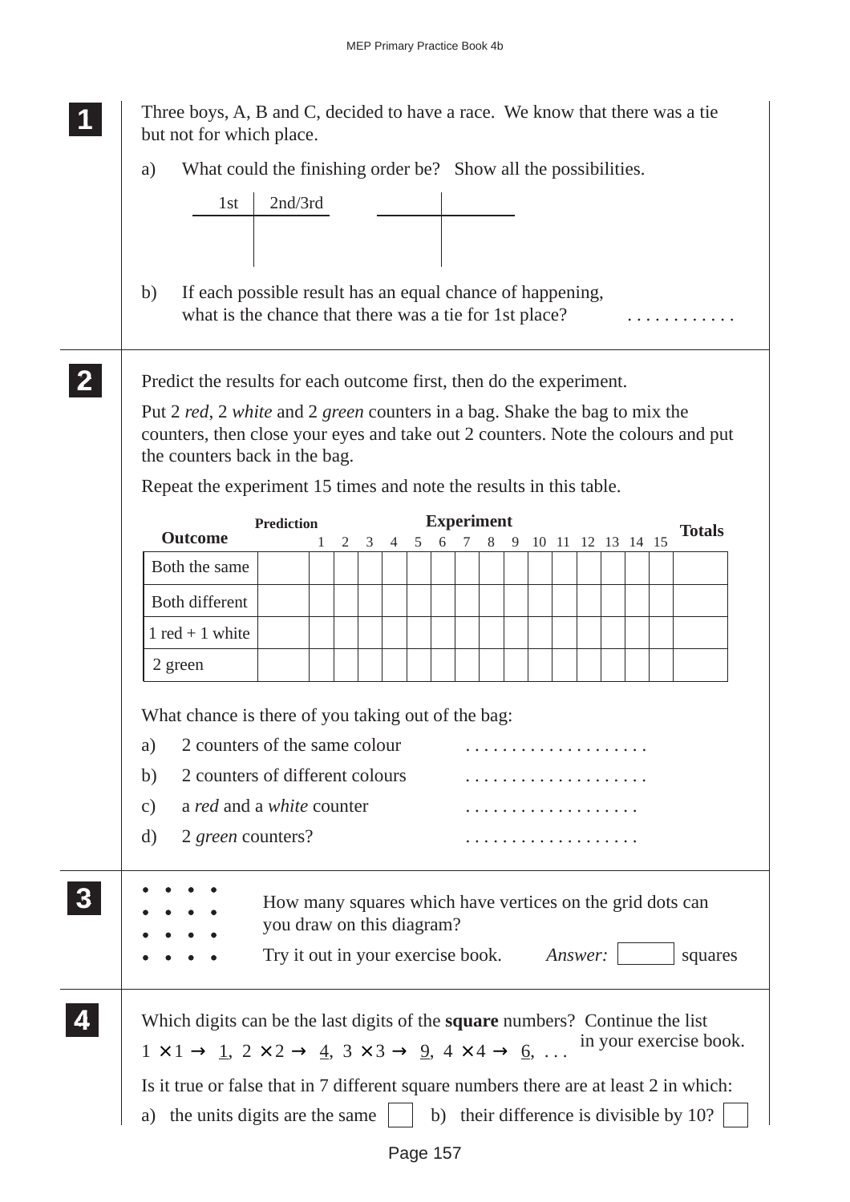**1**

Three boys, A, B and C, decided to have a race. We know that there was a tie but not for which place.

a) What could the finishing order be? Show all the possibilities.

| 1st | 2nd/3rd |
|---|---|
| | |

| | |
|---|---|
| | |

b) If each possible result has an equal chance of happening, what is the chance that there was a tie for 1st place? . . . . . . . . . . .

**2**

Predict the results for each outcome first, then do the experiment.

Put 2 *red*, 2 *white* and 2 *green* counters in a bag. Shake the bag to mix the counters, then close your eyes and take out 2 counters. Note the colours and put the counters back in the bag.

Repeat the experiment 15 times and note the results in this table.

| Outcome | Prediction | Experiment 1 | 2 | 3 | 4 | 5 | 6 | 7 | 8 | 9 | 10 | 11 | 12 | 13 | 14 | 15 | Totals |
|---|---|---|---|---|---|---|---|---|---|---|---|---|---|---|---|---|---|
| Both the same | | | | | | | | | | | | | | | | | |
| Both different | | | | | | | | | | | | | | | | | |
| 1 red + 1 white | | | | | | | | | | | | | | | | | |
| 2 green | | | | | | | | | | | | | | | | | |

What chance is there of you taking out of the bag:

a) 2 counters of the same colour . . . . . . . . . . . . . . . . . . . .

b) 2 counters of different colours . . . . . . . . . . . . . . . . . . . .

c) a *red* and a *white* counter . . . . . . . . . . . . . . . . . . .

d) 2 *green* counters? . . . . . . . . . . . . . . . . . . .

**3**

```
•  •  •  •
•  •  •  •
•  •  •  •
•  •  •  •
```

How many squares which have vertices on the grid dots can you draw on this diagram?

Try it out in your exercise book. *Answer:* ☐ squares

**4**

Which digits can be the last digits of the **square** numbers? Continue the list in your exercise book.

$1 \times 1 \rightarrow$ <u>1</u>, $2 \times 2 \rightarrow$ <u>4</u>, $3 \times 3 \rightarrow$ <u>9</u>, $4 \times 4 \rightarrow$ <u>6</u>, . . .

Is it true or false that in 7 different square numbers there are at least 2 in which:

a) the units digits are the same ☐ b) their difference is divisible by 10? ☐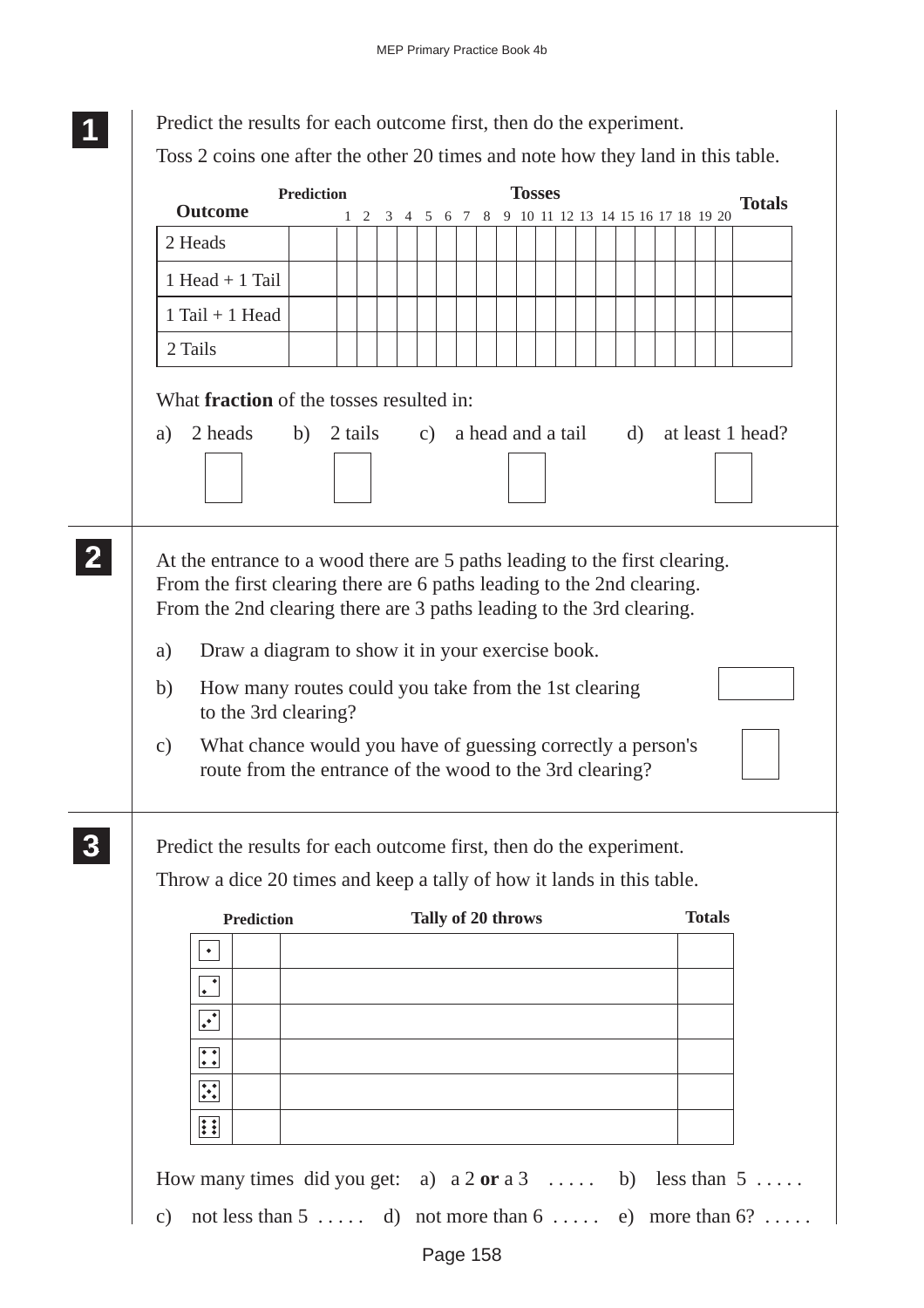**1**

Predict the results for each outcome first, then do the experiment.

Toss 2 coins one after the other 20 times and note how they land in this table.

| Outcome | Prediction | 1 | 2 | 3 | 4 | 5 | 6 | 7 | 8 | 9 | 10 | 11 | 12 | 13 | 14 | 15 | 16 | 17 | 18 | 19 | 20 | Totals |
|---|---|---|---|---|---|---|---|---|---|---|---|---|---|---|---|---|---|---|---|---|---|---|
| 2 Heads | | | | | | | | | | | | | | | | | | | | | | |
| 1 Head + 1 Tail | | | | | | | | | | | | | | | | | | | | | | |
| 1 Tail + 1 Head | | | | | | | | | | | | | | | | | | | | | | |
| 2 Tails | | | | | | | | | | | | | | | | | | | | | | |

What **fraction** of the tosses resulted in:

a) 2 heads  b) 2 tails  c) a head and a tail  d) at least 1 head?

**2**

At the entrance to a wood there are 5 paths leading to the first clearing.
From the first clearing there are 6 paths leading to the 2nd clearing.
From the 2nd clearing there are 3 paths leading to the 3rd clearing.

a) Draw a diagram to show it in your exercise book.

b) How many routes could you take from the 1st clearing to the 3rd clearing?

c) What chance would you have of guessing correctly a person's route from the entrance of the wood to the 3rd clearing?

**3**

Predict the results for each outcome first, then do the experiment.

Throw a dice 20 times and keep a tally of how it lands in this table.

| | Prediction | Tally of 20 throws | Totals |
|---|---|---|---|
| 1 | | | |
| 2 | | | |
| 3 | | | |
| 4 | | | |
| 5 | | | |
| 6 | | | |

How many times did you get: a) a 2 **or** a 3 . . . . . b) less than 5 . . . . .

c) not less than 5 . . . . . d) not more than 6 . . . . . e) more than 6? . . . . .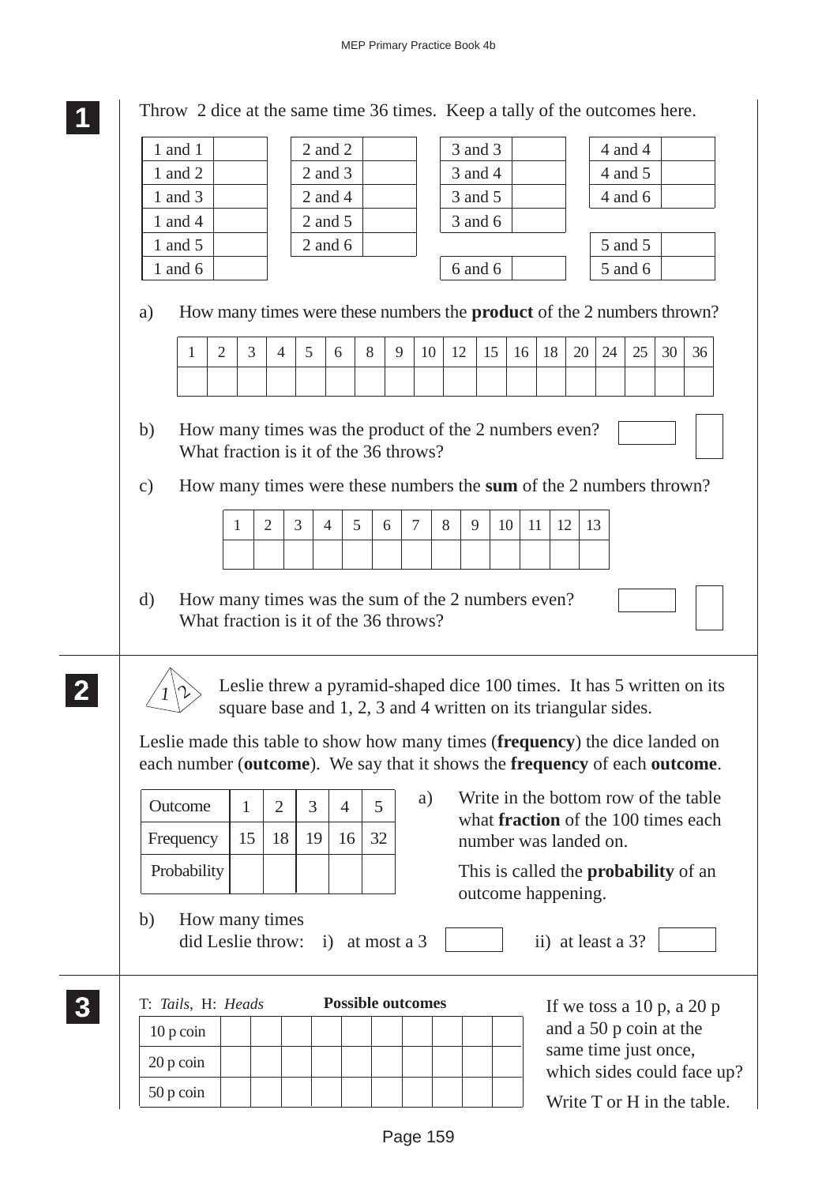**1**

Throw 2 dice at the same time 36 times. Keep a tally of the outcomes here.

| | | | | | | | | | | |
|---|---|---|---|---|---|---|---|---|---|---|
| 1 and 1 | | | 2 and 2 | | | 3 and 3 | | | 4 and 4 | |
| 1 and 2 | | | 2 and 3 | | | 3 and 4 | | | 4 and 5 | |
| 1 and 3 | | | 2 and 4 | | | 3 and 5 | | | 4 and 6 | |
| 1 and 4 | | | 2 and 5 | | | 3 and 6 | | | | |
| 1 and 5 | | | 2 and 6 | | | | | | 5 and 5 | |
| 1 and 6 | | | | | | 6 and 6 | | | 5 and 6 | |

a) How many times were these numbers the **product** of the 2 numbers thrown?

| 1 | 2 | 3 | 4 | 5 | 6 | 8 | 9 | 10 | 12 | 15 | 16 | 18 | 20 | 24 | 25 | 30 | 36 |
|---|---|---|---|---|---|---|---|---|---|---|---|---|---|---|---|---|---|
| | | | | | | | | | | | | | | | | | |

b) How many times was the product of the 2 numbers even?
What fraction is it of the 36 throws?

c) How many times were these numbers the **sum** of the 2 numbers thrown?

| 1 | 2 | 3 | 4 | 5 | 6 | 7 | 8 | 9 | 10 | 11 | 12 | 13 |
|---|---|---|---|---|---|---|---|---|---|---|---|---|
| | | | | | | | | | | | | |

d) How many times was the sum of the 2 numbers even?
What fraction is it of the 36 throws?

**2**

Leslie threw a pyramid-shaped dice 100 times. It has 5 written on its square base and 1, 2, 3 and 4 written on its triangular sides.

Leslie made this table to show how many times (**frequency**) the dice landed on each number (**outcome**). We say that it shows the **frequency** of each **outcome**.

| Outcome | 1 | 2 | 3 | 4 | 5 |
|---|---|---|---|---|---|
| Frequency | 15 | 18 | 19 | 16 | 32 |
| Probability | | | | | |

a) Write in the bottom row of the table what **fraction** of the 100 times each number was landed on.

This is called the **probability** of an outcome happening.

b) How many times did Leslie throw: i) at most a 3 ii) at least a 3?

**3**

T: *Tails*, H: *Heads*

**Possible outcomes**

| | | | | | | | | | | |
|---|---|---|---|---|---|---|---|---|---|---|
| 10 p coin | | | | | | | | | | |
| 20 p coin | | | | | | | | | | |
| 50 p coin | | | | | | | | | | |

If we toss a 10 p, a 20 p and a 50 p coin at the same time just once, which sides could face up?

Write T or H in the table.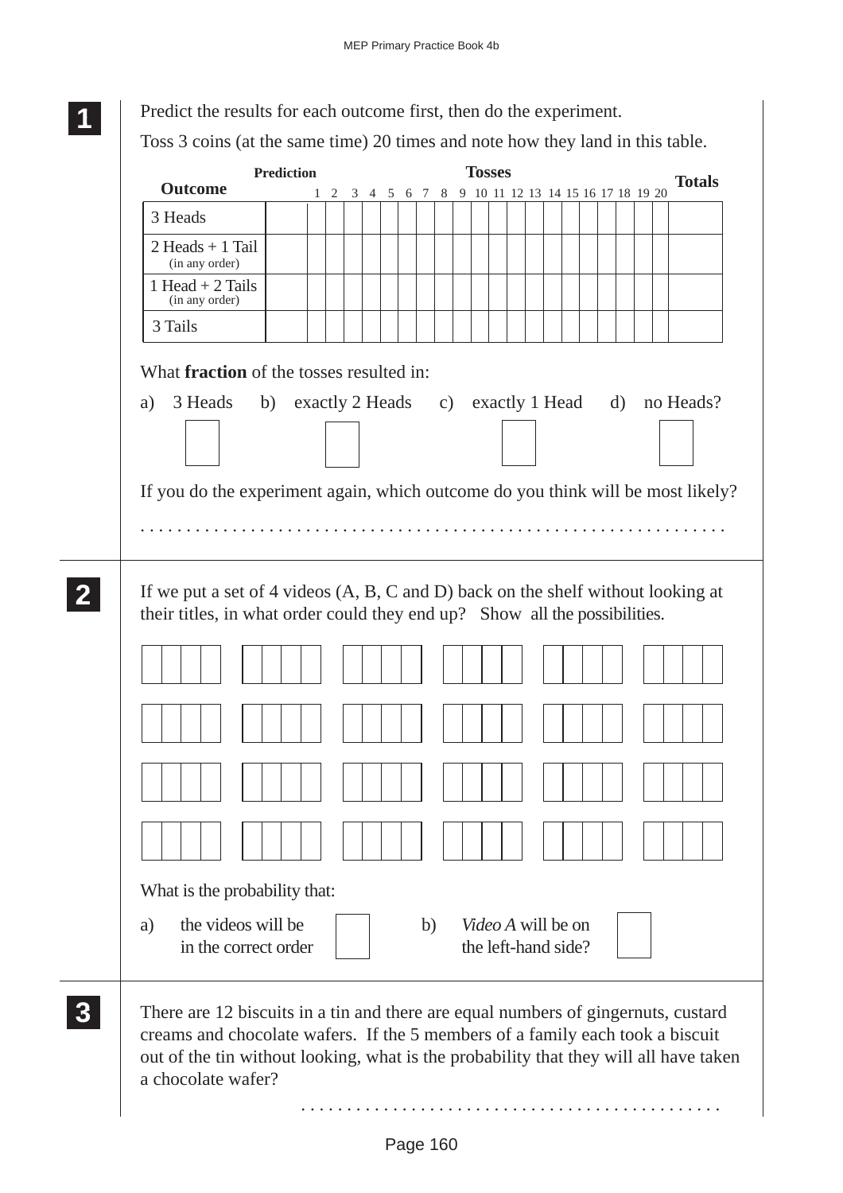**1**

Predict the results for each outcome first, then do the experiment.

Toss 3 coins (at the same time) 20 times and note how they land in this table.

| Outcome | Prediction | Tosses 1 | 2 | 3 | 4 | 5 | 6 | 7 | 8 | 9 | 10 | 11 | 12 | 13 | 14 | 15 | 16 | 17 | 18 | 19 | 20 | Totals |
|---|---|---|---|---|---|---|---|---|---|---|---|---|---|---|---|---|---|---|---|---|---|---|
| 3 Heads | | | | | | | | | | | | | | | | | | | | | | |
| 2 Heads + 1 Tail (in any order) | | | | | | | | | | | | | | | | | | | | | | |
| 1 Head + 2 Tails (in any order) | | | | | | | | | | | | | | | | | | | | | | |
| 3 Tails | | | | | | | | | | | | | | | | | | | | | | |

What **fraction** of the tosses resulted in:

a) 3 Heads  b) exactly 2 Heads  c) exactly 1 Head  d) no Heads?

If you do the experiment again, which outcome do you think will be most likely?

. . . . . . . . . . . . . . . . . . . . . . . . . . . . . . . . . . . . . . . . . . . . . . . . . . . . . . . . . . . .

**2**

If we put a set of 4 videos (A, B, C and D) back on the shelf without looking at their titles, in what order could they end up? Show all the possibilities.

What is the probability that:

a) the videos will be in the correct order

b) *Video A* will be on the left-hand side?

**3**

There are 12 biscuits in a tin and there are equal numbers of gingernuts, custard creams and chocolate wafers. If the 5 members of a family each took a biscuit out of the tin without looking, what is the probability that they will all have taken a chocolate wafer?

. . . . . . . . . . . . . . . . . . . . . . . . . . . . . . . . . . . . . . . . . . . .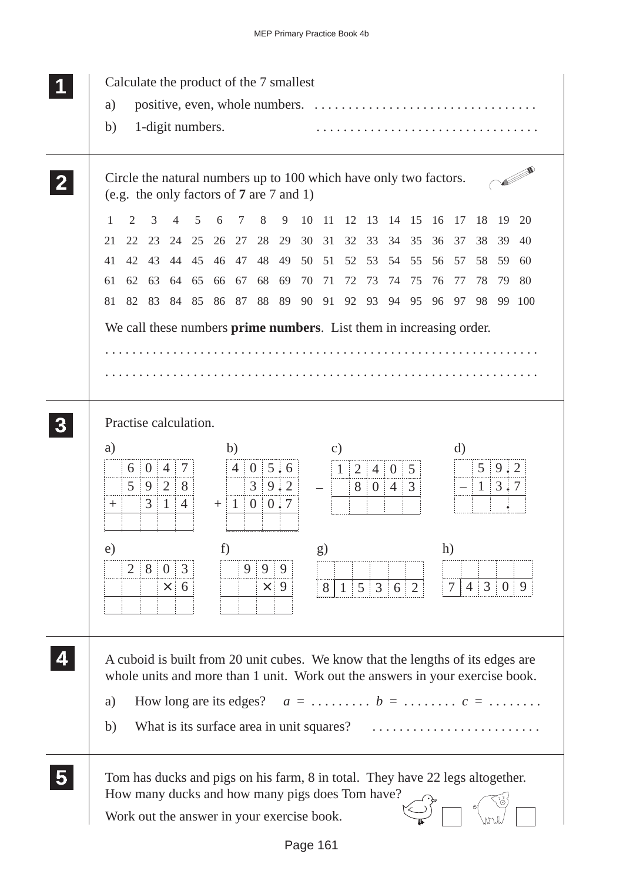**1** Calculate the product of the 7 smallest

a) positive, even, whole numbers. . . . . . . . . . . . . . . . . . . . . . . . . . . . . . . . .

b) 1-digit numbers. . . . . . . . . . . . . . . . . . . . . . . . . . . . . . . . .

**2** Circle the natural numbers up to 100 which have only two factors. (e.g. the only factors of **7** are 7 and 1)

| | | | | | | | | | | | | | | | | | | | |
|---|---|---|---|---|---|---|---|---|---|---|---|---|---|---|---|---|---|---|---|
| 1 | 2 | 3 | 4 | 5 | 6 | 7 | 8 | 9 | 10 | 11 | 12 | 13 | 14 | 15 | 16 | 17 | 18 | 19 | 20 |
| 21 | 22 | 23 | 24 | 25 | 26 | 27 | 28 | 29 | 30 | 31 | 32 | 33 | 34 | 35 | 36 | 37 | 38 | 39 | 40 |
| 41 | 42 | 43 | 44 | 45 | 46 | 47 | 48 | 49 | 50 | 51 | 52 | 53 | 54 | 55 | 56 | 57 | 58 | 59 | 60 |
| 61 | 62 | 63 | 64 | 65 | 66 | 67 | 68 | 69 | 70 | 71 | 72 | 73 | 74 | 75 | 76 | 77 | 78 | 79 | 80 |
| 81 | 82 | 83 | 84 | 85 | 86 | 87 | 88 | 89 | 90 | 91 | 92 | 93 | 94 | 95 | 96 | 97 | 98 | 99 | 100 |

We call these numbers **prime numbers**. List them in increasing order.

. . . . . . . . . . . . . . . . . . . . . . . . . . . . . . . . . . . . . . . . . . . . . . . . . . . . . . . . . . . . . . .

. . . . . . . . . . . . . . . . . . . . . . . . . . . . . . . . . . . . . . . . . . . . . . . . . . . . . . . . . . . . . . .

**3** Practise calculation.

a)
```
   6047
   5928
+   314
```

b)
```
   405.6
    39.2
+ 100.7
```

c)
```
  12405
–  8043
```

d)
```
   59.2
–  13.7
```

e)
```
  2803
   × 6
```

f)
```
  999
  × 9
```

g) $8 \overline{)\,15362}$

h) $7 \overline{)\,4309}$

**4** A cuboid is built from 20 unit cubes. We know that the lengths of its edges are whole units and more than 1 unit. Work out the answers in your exercise book.

a) How long are its edges? $a$ = . . . . . . . . . $b$ = . . . . . . . . $c$ = . . . . . . . .

b) What is its surface area in unit squares? . . . . . . . . . . . . . . . . . . . . . . . . .

**5** Tom has ducks and pigs on his farm, 8 in total. They have 22 legs altogether. How many ducks and how many pigs does Tom have?

Work out the answer in your exercise book.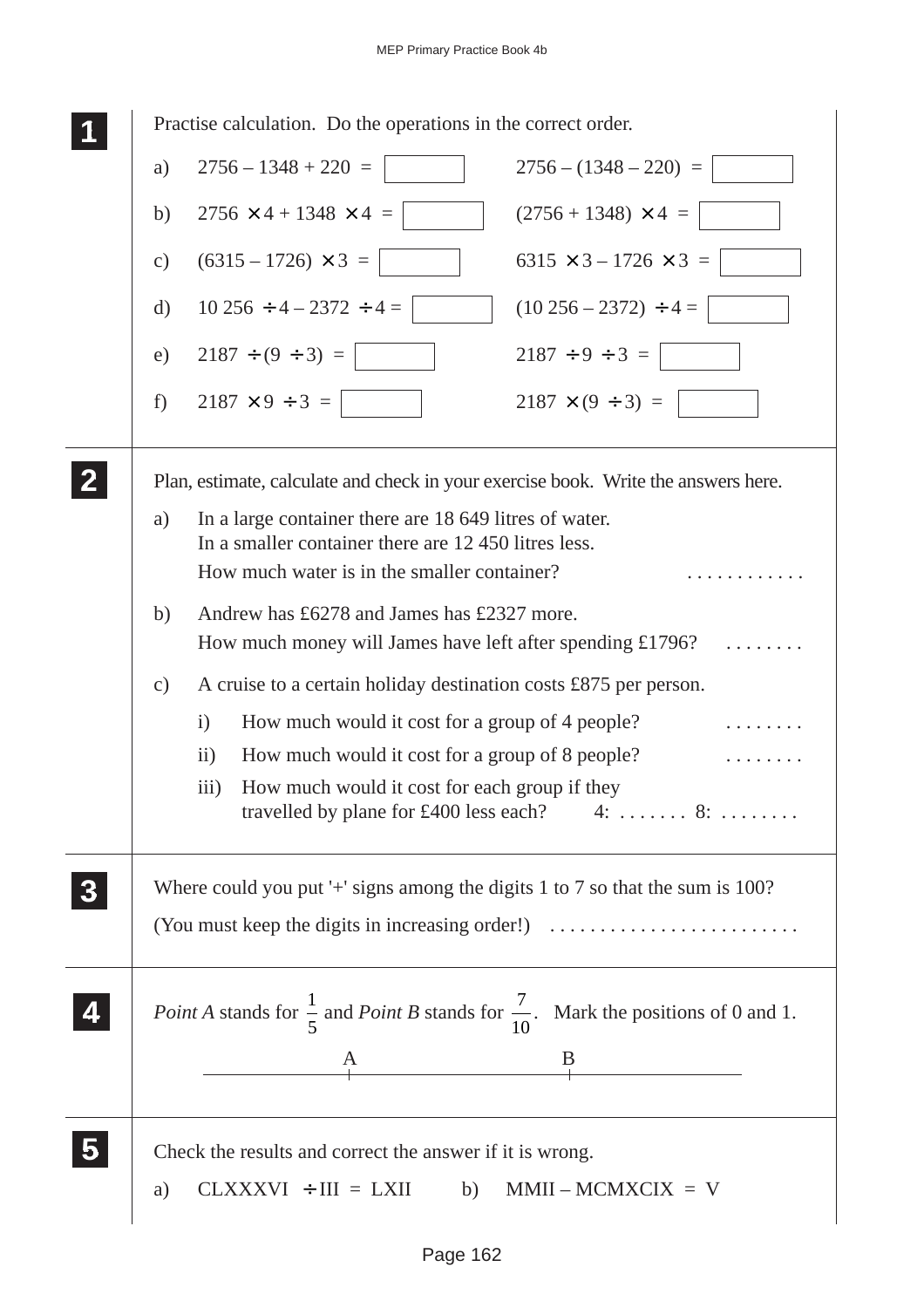## 1

Practise calculation. Do the operations in the correct order.

a) $2756 - 1348 + 220 =$ ☐ $2756 - (1348 - 220) =$ ☐

b) $2756 \times 4 + 1348 \times 4 =$ ☐ $(2756 + 1348) \times 4 =$ ☐

c) $(6315 - 1726) \times 3 =$ ☐ $6315 \times 3 - 1726 \times 3 =$ ☐

d) $10\,256 \div 4 - 2372 \div 4 =$ ☐ $(10\,256 - 2372) \div 4 =$ ☐

e) $2187 \div (9 \div 3) =$ ☐ $2187 \div 9 \div 3 =$ ☐

f) $2187 \times 9 \div 3 =$ ☐ $2187 \times (9 \div 3) =$ ☐

## 2

Plan, estimate, calculate and check in your exercise book. Write the answers here.

a) In a large container there are 18 649 litres of water.
In a smaller container there are 12 450 litres less.
How much water is in the smaller container? . . . . . . . . . . . .

b) Andrew has £6278 and James has £2327 more.
How much money will James have left after spending £1796? . . . . . . . .

c) A cruise to a certain holiday destination costs £875 per person.

i) How much would it cost for a group of 4 people? . . . . . . . .

ii) How much would it cost for a group of 8 people? . . . . . . . .

iii) How much would it cost for each group if they travelled by plane for £400 less each? 4: . . . . . . . 8: . . . . . . . .

## 3

Where could you put '+' signs among the digits 1 to 7 so that the sum is 100?

(You must keep the digits in increasing order!) . . . . . . . . . . . . . . . . . . . . . . . . .

## 4

*Point A* stands for $\frac{1}{5}$ and *Point B* stands for $\frac{7}{10}$. Mark the positions of 0 and 1.

A B

## 5

Check the results and correct the answer if it is wrong.

a) CLXXXVI ÷ III = LXII b) MMII – MCMXCIX = V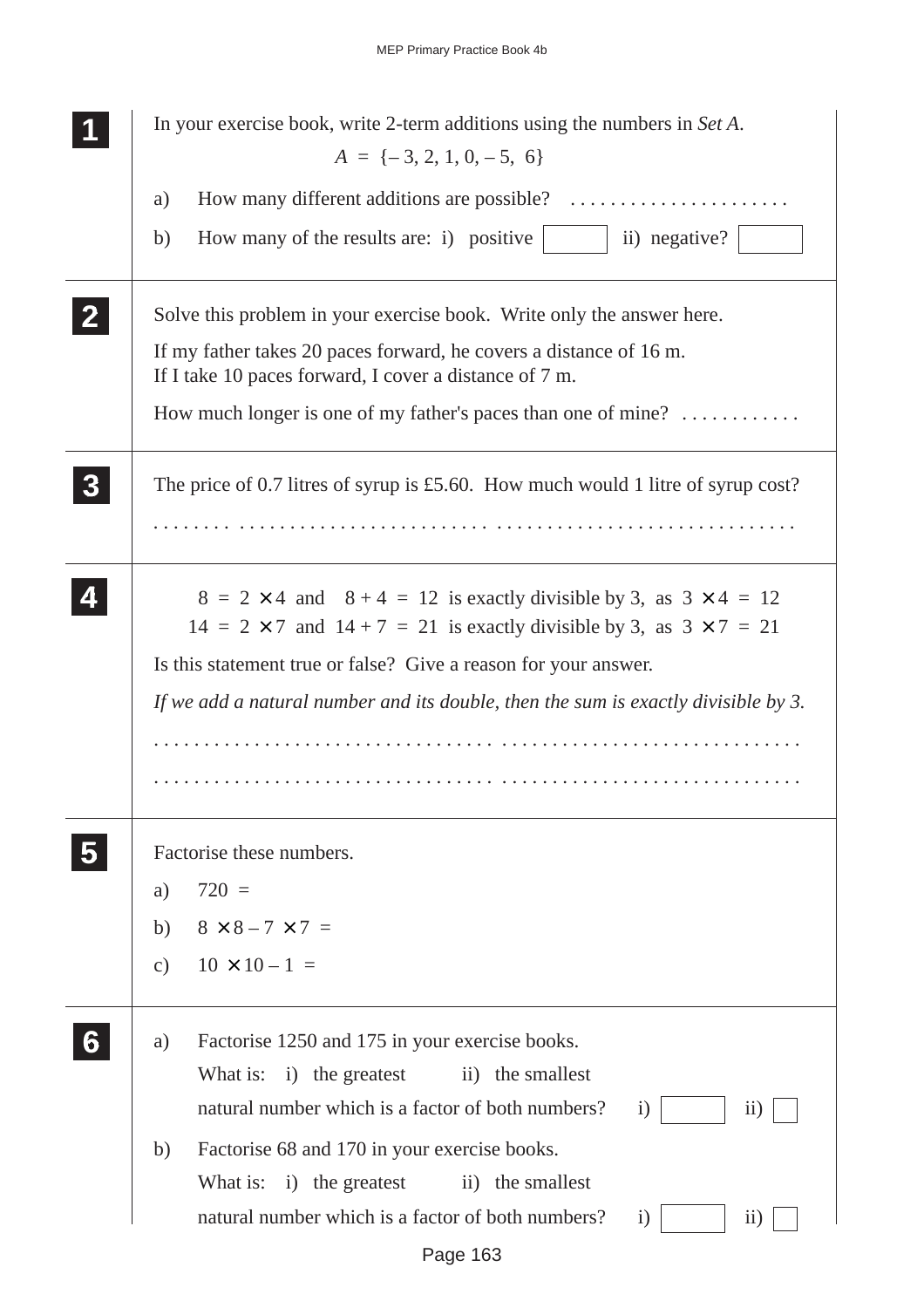**1**

In your exercise book, write 2-term additions using the numbers in *Set A*.

$$A = \{-3, 2, 1, 0, -5, 6\}$$

a) How many different additions are possible? . . . . . . . . . . . . . . . . . . . . . .

b) How many of the results are: i) positive ☐ ii) negative? ☐

---

**2**

Solve this problem in your exercise book. Write only the answer here.

If my father takes 20 paces forward, he covers a distance of 16 m.
If I take 10 paces forward, I cover a distance of 7 m.

How much longer is one of my father's paces than one of mine? . . . . . . . . . . . .

---

**3**

The price of 0.7 litres of syrup is £5.60. How much would 1 litre of syrup cost?

. . . . . . . . . . . . . . . . . . . . . . . . . . . . . . . . . . . . . . . . . . . . . . . . . . . . . . . . . . . . . . . .

---

**4**

$8 = 2 \times 4$ and $8 + 4 = 12$ is exactly divisible by 3, as $3 \times 4 = 12$

$14 = 2 \times 7$ and $14 + 7 = 21$ is exactly divisible by 3, as $3 \times 7 = 21$

Is this statement true or false? Give a reason for your answer.

*If we add a natural number and its double, then the sum is exactly divisible by 3.*

. . . . . . . . . . . . . . . . . . . . . . . . . . . . . . . . . . . . . . . . . . . . . . . . . . . . . . . . . . . . . . . .

. . . . . . . . . . . . . . . . . . . . . . . . . . . . . . . . . . . . . . . . . . . . . . . . . . . . . . . . . . . . . . . .

---

**5**

Factorise these numbers.

a) $720 =$

b) $8 \times 8 - 7 \times 7 =$

c) $10 \times 10 - 1 =$

---

**6**

a) Factorise 1250 and 175 in your exercise books.

What is: i) the greatest ii) the smallest

natural number which is a factor of both numbers? i) ☐ ii) ☐

b) Factorise 68 and 170 in your exercise books.

What is: i) the greatest ii) the smallest

natural number which is a factor of both numbers? i) ☐ ii) ☐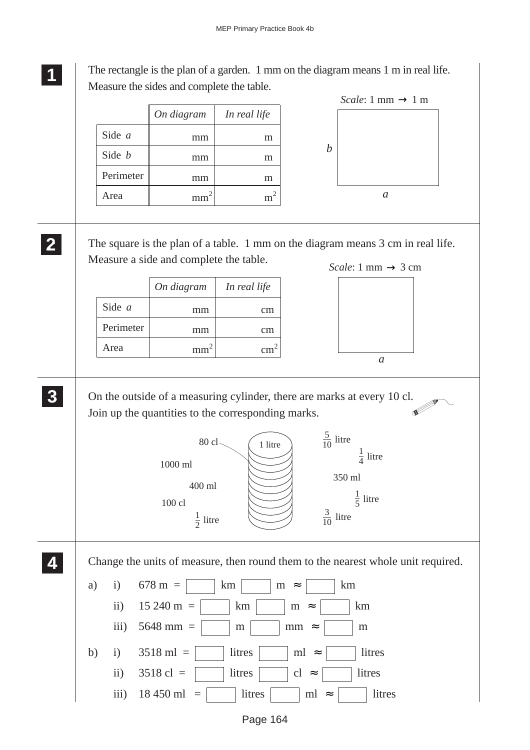**1** The rectangle is the plan of a garden. 1 mm on the diagram means 1 m in real life. Measure the sides and complete the table.

*Scale*: 1 mm → 1 m

| | *On diagram* | *In real life* |
|---|---|---|
| Side $a$ | mm | m |
| Side $b$ | mm | m |
| Perimeter | mm | m |
| Area | $mm^2$ | $m^2$ |

**2** The square is the plan of a table. 1 mm on the diagram means 3 cm in real life. Measure a side and complete the table.

*Scale*: 1 mm → 3 cm

| | *On diagram* | *In real life* |
|---|---|---|
| Side $a$ | mm | cm |
| Perimeter | mm | cm |
| Area | $mm^2$ | $cm^2$ |

**3** On the outside of a measuring cylinder, there are marks at every 10 cl. Join up the quantities to the corresponding marks.

80 cl, 1000 ml, 400 ml, 100 cl, $\frac{1}{2}$ litre, 1 litre, $\frac{5}{10}$ litre, $\frac{1}{4}$ litre, 350 ml, $\frac{1}{5}$ litre, $\frac{3}{10}$ litre

**4** Change the units of measure, then round them to the nearest whole unit required.

a) i) 678 m = ☐ km ☐ m ≈ ☐ km

ii) 15 240 m = ☐ km ☐ m ≈ ☐ km

iii) 5648 mm = ☐ m ☐ mm ≈ ☐ m

b) i) 3518 ml = ☐ litres ☐ ml ≈ ☐ litres

ii) 3518 cl = ☐ litres ☐ cl ≈ ☐ litres

iii) 18 450 ml = ☐ litres ☐ ml ≈ ☐ litres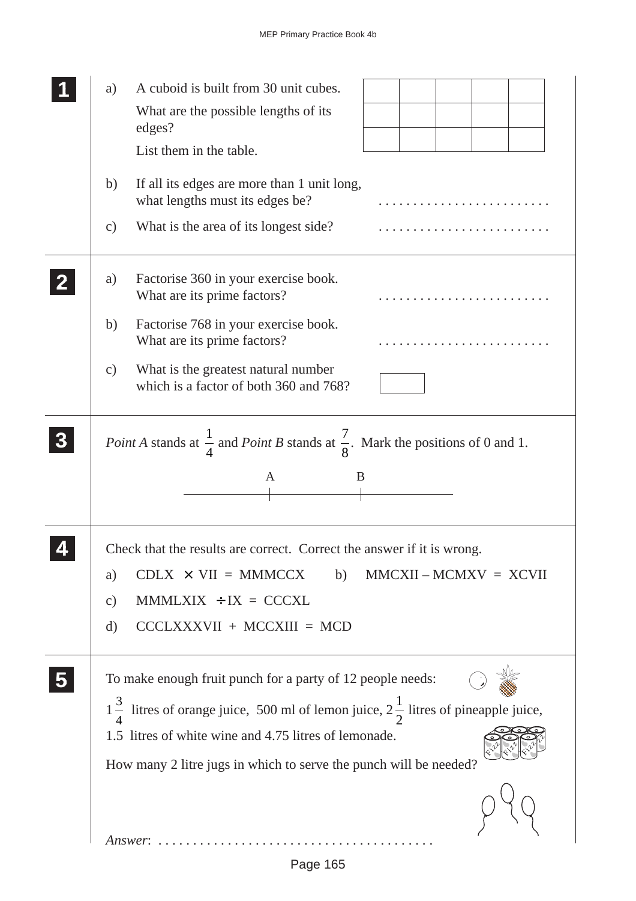**1**

a) A cuboid is built from 30 unit cubes.

What are the possible lengths of its edges?

List them in the table.

| | | | | |
|---|---|---|---|---|
| | | | | |
| | | | | |
| | | | | |

b) If all its edges are more than 1 unit long, what lengths must its edges be? . . . . . . . . . . . . . . . . . . . . . . . .

c) What is the area of its longest side? . . . . . . . . . . . . . . . . . . . . . . . .

**2**

a) Factorise 360 in your exercise book. What are its prime factors? . . . . . . . . . . . . . . . . . . . . . . . .

b) Factorise 768 in your exercise book. What are its prime factors? . . . . . . . . . . . . . . . . . . . . . . . .

c) What is the greatest natural number which is a factor of both 360 and 768? [ ]

**3**

*Point A* stands at $\frac{1}{4}$ and *Point B* stands at $\frac{7}{8}$. Mark the positions of 0 and 1.

A B

**4**

Check that the results are correct. Correct the answer if it is wrong.

a) CDLX $\times$ VII = MMMCCX

b) MMCXII – MCMXV = XCVII

c) MMMLXIX $\div$ IX = CCCXL

d) CCCLXXXVII + MCCXIII = MCD

**5**

To make enough fruit punch for a party of 12 people needs:

$1\frac{3}{4}$ litres of orange juice, 500 ml of lemon juice, $2\frac{1}{2}$ litres of pineapple juice, 1.5 litres of white wine and 4.75 litres of lemonade.

How many 2 litre jugs in which to serve the punch will be needed?

*Answer*: . . . . . . . . . . . . . . . . . . . . . . . . . . . . . . . . . . . . . .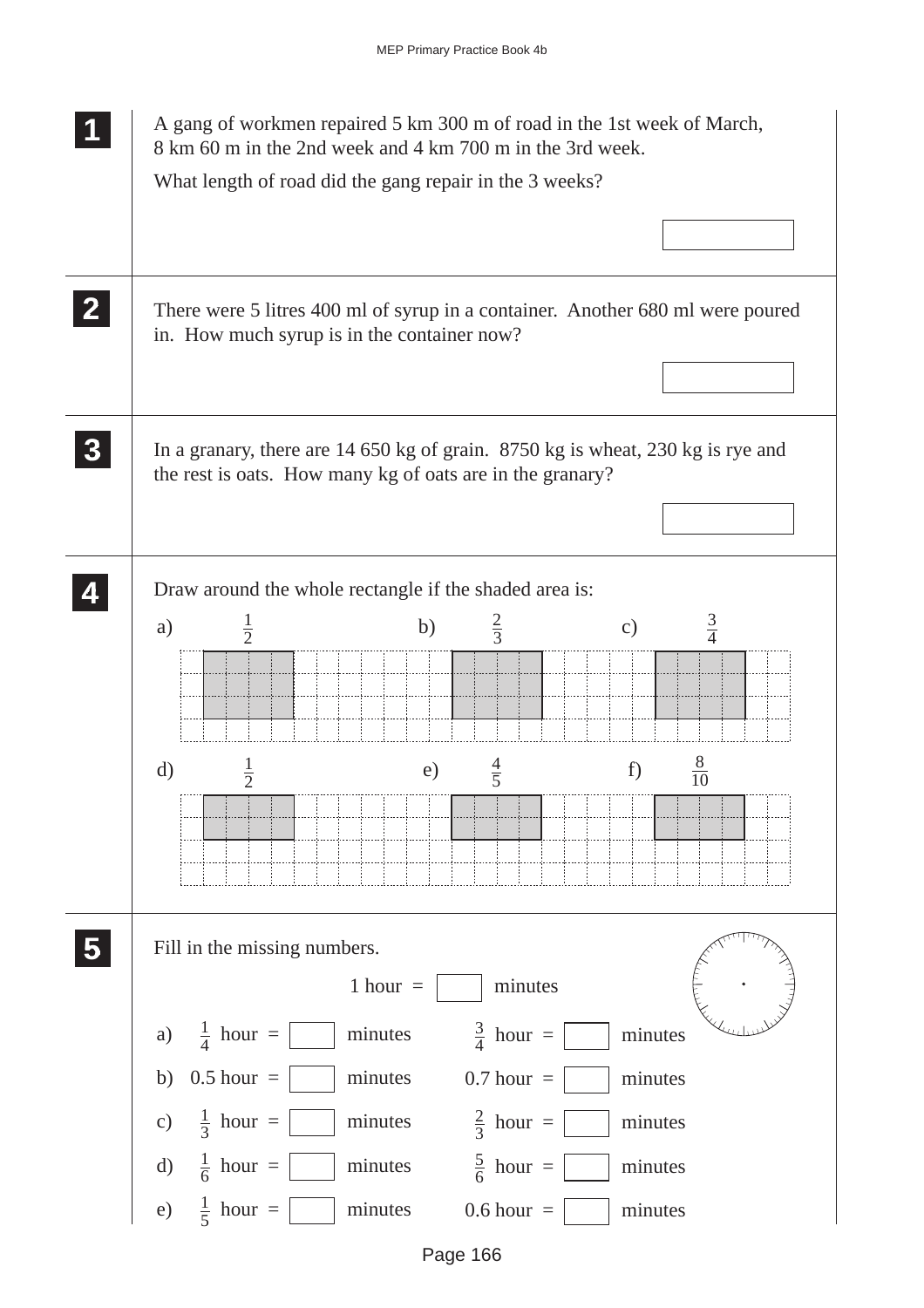**1** A gang of workmen repaired 5 km 300 m of road in the 1st week of March, 8 km 60 m in the 2nd week and 4 km 700 m in the 3rd week.

What length of road did the gang repair in the 3 weeks?

[ ]

**2** There were 5 litres 400 ml of syrup in a container. Another 680 ml were poured in. How much syrup is in the container now?

[ ]

**3** In a granary, there are 14 650 kg of grain. 8750 kg is wheat, 230 kg is rye and the rest is oats. How many kg of oats are in the granary?

[ ]

**4** Draw around the whole rectangle if the shaded area is:

a) $\frac{1}{2}$ b) $\frac{2}{3}$ c) $\frac{3}{4}$

d) $\frac{1}{2}$ e) $\frac{4}{5}$ f) $\frac{8}{10}$

**5** Fill in the missing numbers.

1 hour = [ ] minutes

a) $\frac{1}{4}$ hour = [ ] minutes $\frac{3}{4}$ hour = [ ] minutes

b) 0.5 hour = [ ] minutes 0.7 hour = [ ] minutes

c) $\frac{1}{3}$ hour = [ ] minutes $\frac{2}{3}$ hour = [ ] minutes

d) $\frac{1}{6}$ hour = [ ] minutes $\frac{5}{6}$ hour = [ ] minutes

e) $\frac{1}{5}$ hour = [ ] minutes 0.6 hour = [ ] minutes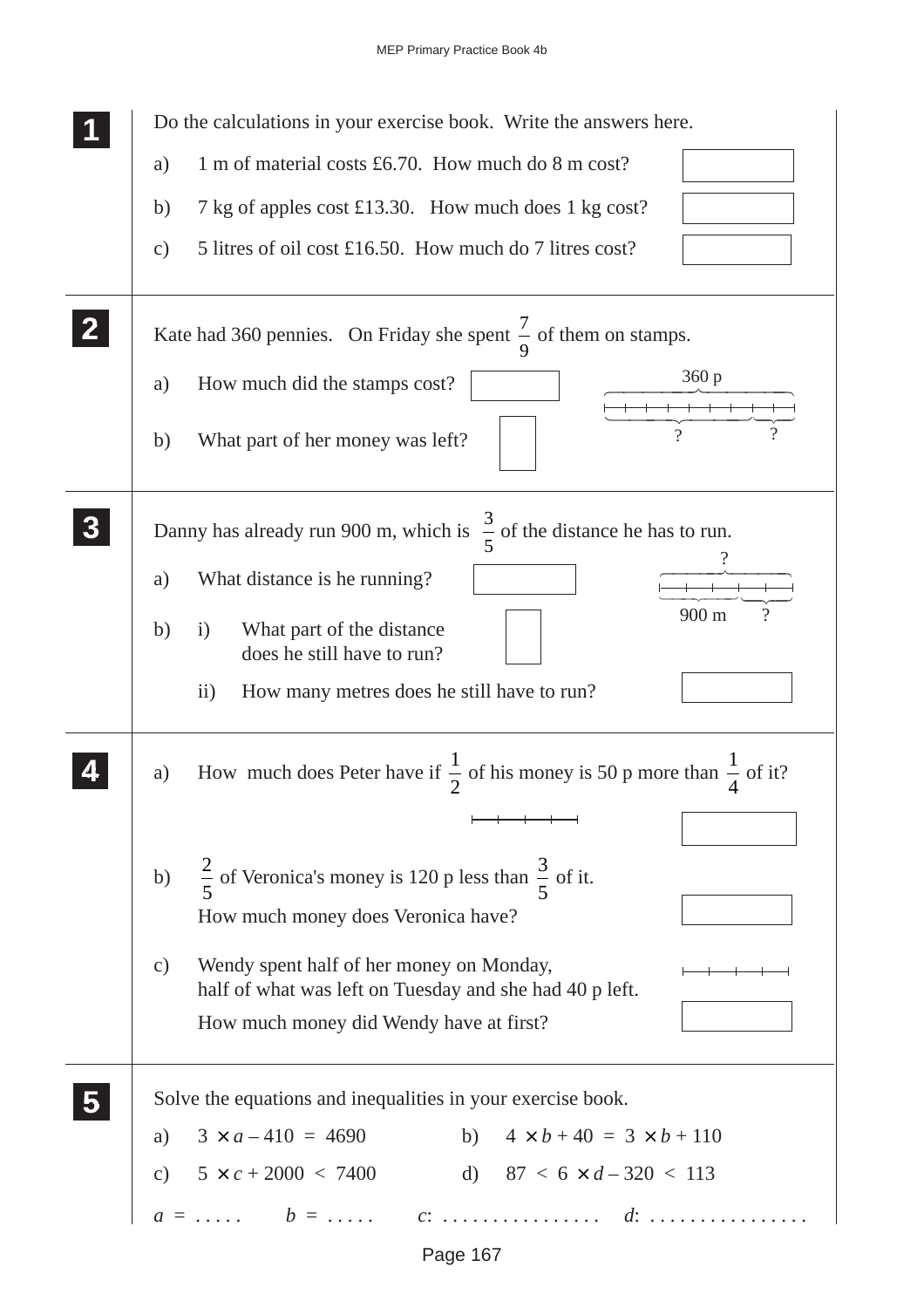**1** Do the calculations in your exercise book. Write the answers here.

a) 1 m of material costs £6.70. How much do 8 m cost?

b) 7 kg of apples cost £13.30. How much does 1 kg cost?

c) 5 litres of oil cost £16.50. How much do 7 litres cost?

**2** Kate had 360 pennies. On Friday she spent $\frac{7}{9}$ of them on stamps.

a) How much did the stamps cost?

b) What part of her money was left?

360 p

? ?

**3** Danny has already run 900 m, which is $\frac{3}{5}$ of the distance he has to run.

a) What distance is he running?

b) i) What part of the distance does he still have to run?

ii) How many metres does he still have to run?

?

900 m ?

**4**

a) How much does Peter have if $\frac{1}{2}$ of his money is 50 p more than $\frac{1}{4}$ of it?

b) $\frac{2}{5}$ of Veronica's money is 120 p less than $\frac{3}{5}$ of it. How much money does Veronica have?

c) Wendy spent half of her money on Monday, half of what was left on Tuesday and she had 40 p left.
How much money did Wendy have at first?

**5** Solve the equations and inequalities in your exercise book.

a) $3 \times a - 410 = 4690$

b) $4 \times b + 40 = 3 \times b + 110$

c) $5 \times c + 2000 < 7400$

d) $87 < 6 \times d - 320 < 113$

$a$ = . . . . .  $b$ = . . . . .  $c$: . . . . . . . . . . . . . . . .  $d$: . . . . . . . . . . . . . . . .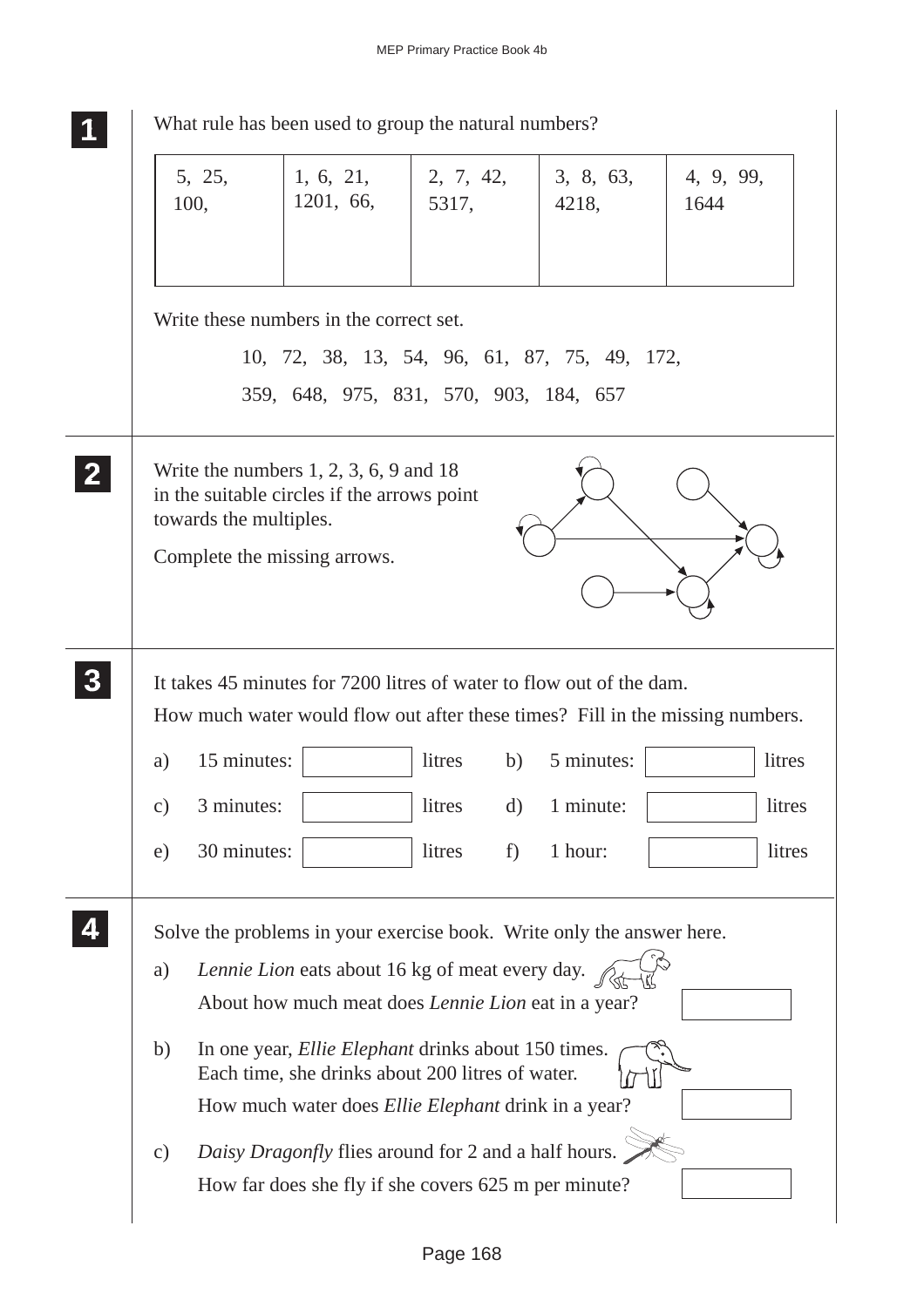**1**

What rule has been used to group the natural numbers?

| | | | | |
|---|---|---|---|---|
| 5, 25, 100, | 1, 6, 21, 1201, 66, | 2, 7, 42, 5317, | 3, 8, 63, 4218, | 4, 9, 99, 1644 |

Write these numbers in the correct set.

10, 72, 38, 13, 54, 96, 61, 87, 75, 49, 172,

359, 648, 975, 831, 570, 903, 184, 657

**2**

Write the numbers 1, 2, 3, 6, 9 and 18 in the suitable circles if the arrows point towards the multiples.

Complete the missing arrows.

**3**

It takes 45 minutes for 7200 litres of water to flow out of the dam.

How much water would flow out after these times? Fill in the missing numbers.

a) 15 minutes: ______ litres  b) 5 minutes: ______ litres

c) 3 minutes: ______ litres  d) 1 minute: ______ litres

e) 30 minutes: ______ litres  f) 1 hour: ______ litres

**4**

Solve the problems in your exercise book. Write only the answer here.

a) *Lennie Lion* eats about 16 kg of meat every day.
About how much meat does *Lennie Lion* eat in a year? ______

b) In one year, *Ellie Elephant* drinks about 150 times.
Each time, she drinks about 200 litres of water.
How much water does *Ellie Elephant* drink in a year? ______

c) *Daisy Dragonfly* flies around for 2 and a half hours.
How far does she fly if she covers 625 m per minute? ______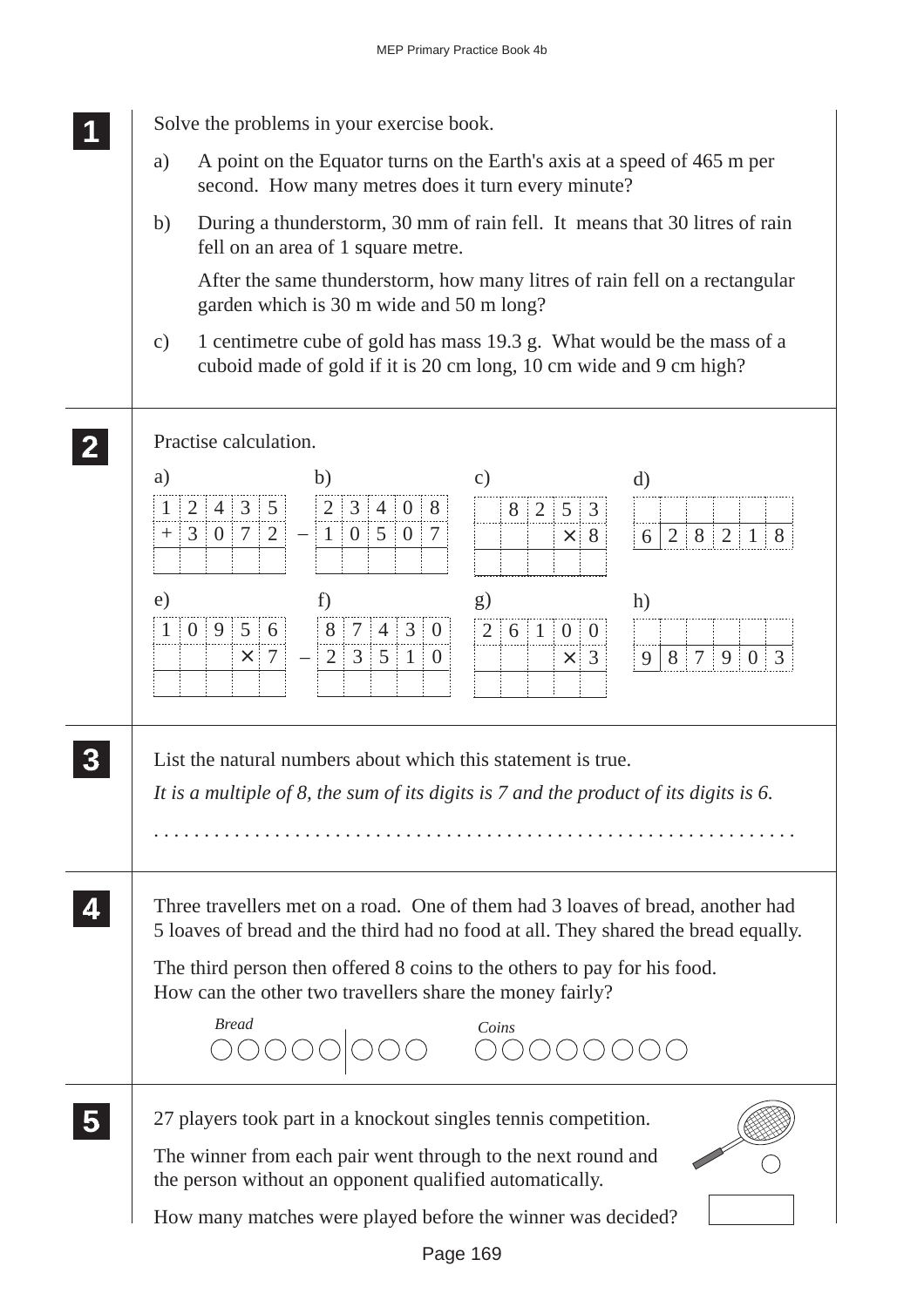**1**

Solve the problems in your exercise book.

a) A point on the Equator turns on the Earth's axis at a speed of 465 m per second. How many metres does it turn every minute?

b) During a thunderstorm, 30 mm of rain fell. It means that 30 litres of rain fell on an area of 1 square metre.

After the same thunderstorm, how many litres of rain fell on a rectangular garden which is 30 m wide and 50 m long?

c) 1 centimetre cube of gold has mass 19.3 g. What would be the mass of a cuboid made of gold if it is 20 cm long, 10 cm wide and 9 cm high?

**2**

Practise calculation.

a)

| | 1 | 2 | 4 | 3 | 5 |
|---|---|---|---|---|---|
| + | 3 | 0 | 7 | 2 | |
| | | | | | |

b)

| | 2 | 3 | 4 | 0 | 8 |
|---|---|---|---|---|---|
| – | 1 | 0 | 5 | 0 | 7 |
| | | | | | |

c)

| | 8 | 2 | 5 | 3 |
|---|---|---|---|---|
| | | | × | 8 |
| | | | | |

d)

| | | | | | |
|---|---|---|---|---|---|
| 6 | 2 | 8 | 2 | 1 | 8 |

e)

| 1 | 0 | 9 | 5 | 6 |
|---|---|---|---|---|
| | | | × | 7 |
| | | | | |

f)

| | 8 | 7 | 4 | 3 | 0 |
|---|---|---|---|---|---|
| – | 2 | 3 | 5 | 1 | 0 |
| | | | | | |

g)

| 2 | 6 | 1 | 0 | 0 |
|---|---|---|---|---|
| | | | × | 3 |
| | | | | |

h)

| | | | | | |
|---|---|---|---|---|---|
| 9 | 8 | 7 | 9 | 0 | 3 |

**3**

List the natural numbers about which this statement is true.

*It is a multiple of 8, the sum of its digits is 7 and the product of its digits is 6.*

. . . . . . . . . . . . . . . . . . . . . . . . . . . . . . . . . . . . . . . . . . . . . . . . . . . . . . . . . . . . . . .

**4**

Three travellers met on a road. One of them had 3 loaves of bread, another had 5 loaves of bread and the third had no food at all. They shared the bread equally.

The third person then offered 8 coins to the others to pay for his food.
How can the other two travellers share the money fairly?

*Bread* ○○○○○ | ○○○ *Coins* ○○○○○○○○

**5**

27 players took part in a knockout singles tennis competition.

The winner from each pair went through to the next round and the person without an opponent qualified automatically.

How many matches were played before the winner was decided?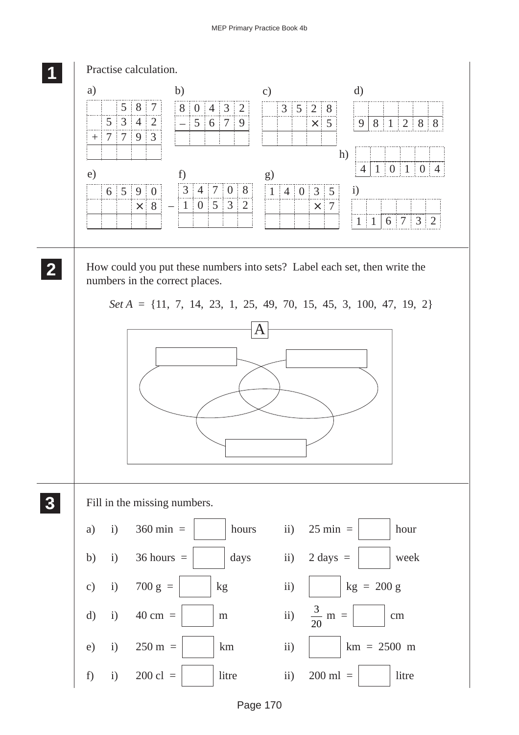**1** Practise calculation.

a)

|   |   |   |   |   |
|---|---|---|---|---|
|   |   | 5 | 8 | 7 |
|   | 5 | 3 | 4 | 2 |
| + | 7 | 7 | 9 | 3 |
|   |   |   |   |   |

b)

|   |   |   |   |   |
|---|---|---|---|---|
| 8 | 0 | 4 | 3 | 2 |
| – | 5 | 6 | 7 | 9 |
|   |   |   |   |   |

c)

|   |   |   |   |   |
|---|---|---|---|---|
|   | 3 | 5 | 2 | 8 |
|   |   |   | × | 5 |
|   |   |   |   |   |

d)

|   |   |   |   |   |   |
|---|---|---|---|---|---|
|   |   |   |   |   |   |
| 9 | 8 | 1 | 2 | 8 | 8 |

e)

|   |   |   |   |   |
|---|---|---|---|---|
|   | 6 | 5 | 9 | 0 |
|   |   |   | × | 8 |
|   |   |   |   |   |

f)

|   |   |   |   |   |   |
|---|---|---|---|---|---|
|   | 3 | 4 | 7 | 0 | 8 |
| – | 1 | 0 | 5 | 3 | 2 |
|   |   |   |   |   |   |

g)

|   |   |   |   |   |
|---|---|---|---|---|
| 1 | 4 | 0 | 3 | 5 |
|   |   |   | × | 7 |
|   |   |   |   |   |

h)

|   |   |   |   |   |   |
|---|---|---|---|---|---|
|   |   |   |   |   |   |
| 4 | 1 | 0 | 1 | 0 | 4 |

i)

|   |   |   |   |   |   |
|---|---|---|---|---|---|
|   |   |   |   |   |   |
| 1 | 1 | 6 | 7 | 3 | 2 |

**2** How could you put these numbers into sets? Label each set, then write the numbers in the correct places.

*Set A* = {11, 7, 14, 23, 1, 25, 49, 70, 15, 45, 3, 100, 47, 19, 2}

A

**3** Fill in the missing numbers.

a) i) 360 min = ☐ hours  ii) 25 min = ☐ hour

b) i) 36 hours = ☐ days  ii) 2 days = ☐ week

c) i) 700 g = ☐ kg  ii) ☐ kg = 200 g

d) i) 40 cm = ☐ m  ii) $\frac{3}{20}$ m = ☐ cm

e) i) 250 m = ☐ km  ii) ☐ km = 2500 m

f) i) 200 cl = ☐ litre  ii) 200 ml = ☐ litre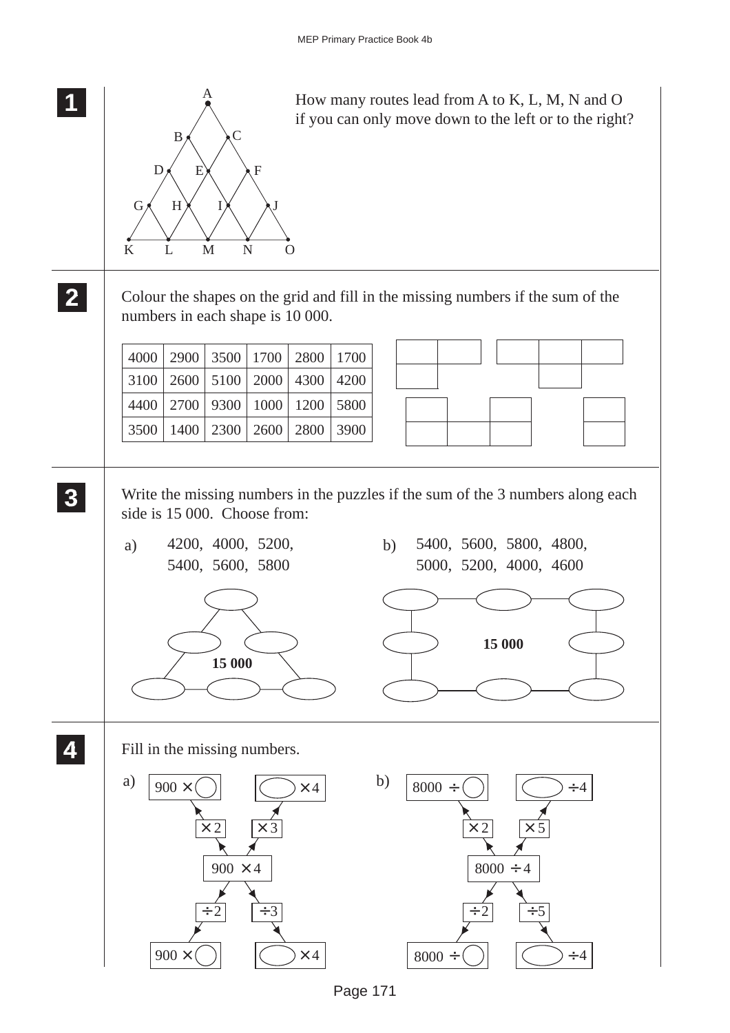**1**

How many routes lead from A to K, L, M, N and O if you can only move down to the left or to the right?

**2**

Colour the shapes on the grid and fill in the missing numbers if the sum of the numbers in each shape is 10 000.

| 4000 | 2900 | 3500 | 1700 | 2800 | 1700 |
|---|---|---|---|---|---|
| 3100 | 2600 | 5100 | 2000 | 4300 | 4200 |
| 4400 | 2700 | 9300 | 1000 | 1200 | 5800 |
| 3500 | 1400 | 2300 | 2600 | 2800 | 3900 |

**3**

Write the missing numbers in the puzzles if the sum of the 3 numbers along each side is 15 000. Choose from:

a) 4200, 4000, 5200, 5400, 5600, 5800

15 000

b) 5400, 5600, 5800, 4800, 5000, 5200, 4000, 4600

15 000

**4**

Fill in the missing numbers.

a)

900 × ◯ &nbsp;&nbsp;&nbsp; ◯ × 4

×2 &nbsp;&nbsp;&nbsp; ×3

900 × 4

÷2 &nbsp;&nbsp;&nbsp; ÷3

900 × ◯ &nbsp;&nbsp;&nbsp; ◯ × 4

b)

8000 ÷ ◯ &nbsp;&nbsp;&nbsp; ◯ ÷ 4

×2 &nbsp;&nbsp;&nbsp; ×5

8000 ÷ 4

÷2 &nbsp;&nbsp;&nbsp; ÷5

8000 ÷ ◯ &nbsp;&nbsp;&nbsp; ◯ ÷ 4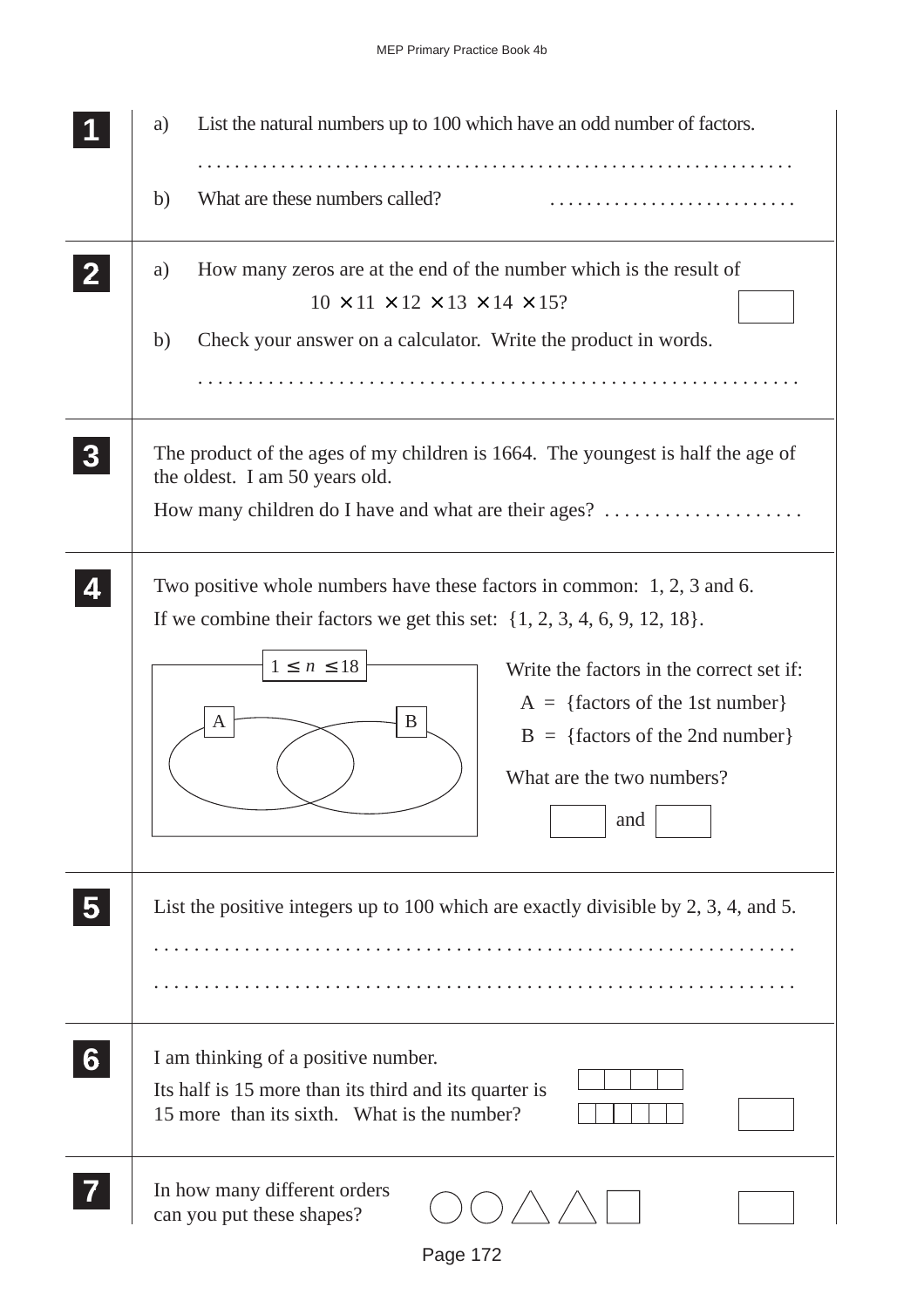**1**

a) List the natural numbers up to 100 which have an odd number of factors.

. . . . . . . . . . . . . . . . . . . . . . . . . . . . . . . . . . . . . . . . . . . . . . . . . . . . . . . . . . . . .

b) What are these numbers called? . . . . . . . . . . . . . . . . . . . . . . . . . .

**2**

a) How many zeros are at the end of the number which is the result of

$$10 \times 11 \times 12 \times 13 \times 14 \times 15?$$

b) Check your answer on a calculator. Write the product in words.

. . . . . . . . . . . . . . . . . . . . . . . . . . . . . . . . . . . . . . . . . . . . . . . . . . . . . . . . . . . . .

**3**

The product of the ages of my children is 1664. The youngest is half the age of the oldest. I am 50 years old.

How many children do I have and what are their ages? . . . . . . . . . . . . . . . . . . . .

**4**

Two positive whole numbers have these factors in common: 1, 2, 3 and 6.

If we combine their factors we get this set: {1, 2, 3, 4, 6, 9, 12, 18}.

$1 \leq n \leq 18$

A B

Write the factors in the correct set if:

A = {factors of the 1st number}

B = {factors of the 2nd number}

What are the two numbers?

☐ and ☐

**5**

List the positive integers up to 100 which are exactly divisible by 2, 3, 4, and 5.

. . . . . . . . . . . . . . . . . . . . . . . . . . . . . . . . . . . . . . . . . . . . . . . . . . . . . . . . . . . . .

. . . . . . . . . . . . . . . . . . . . . . . . . . . . . . . . . . . . . . . . . . . . . . . . . . . . . . . . . . . . .

**6**

I am thinking of a positive number.

Its half is 15 more than its third and its quarter is 15 more than its sixth. What is the number?

**7**

In how many different orders can you put these shapes?

○ ○ △ △ □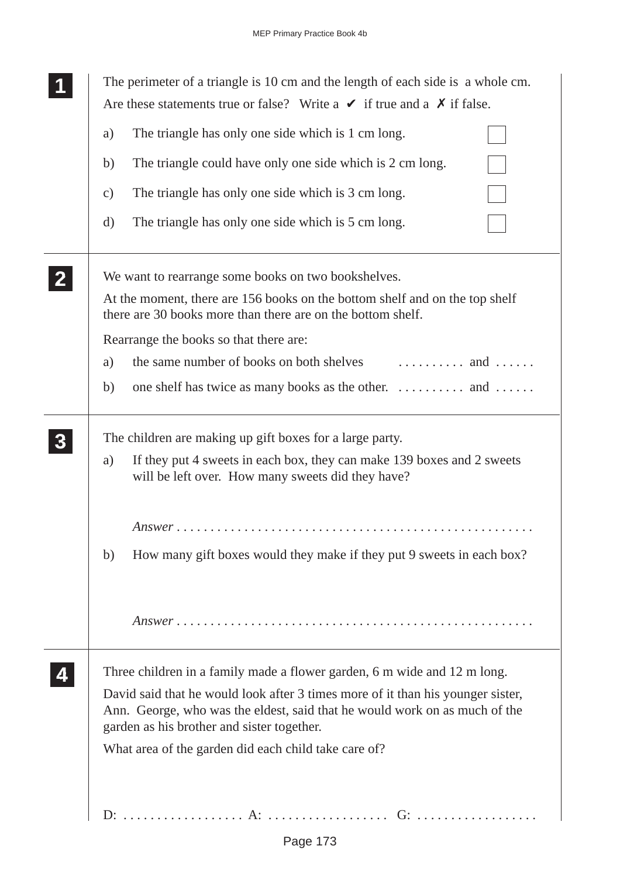**1**

The perimeter of a triangle is 10 cm and the length of each side is a whole cm.
Are these statements true or false? Write a ✔ if true and a ✗ if false.

a) The triangle has only one side which is 1 cm long. ☐

b) The triangle could have only one side which is 2 cm long. ☐

c) The triangle has only one side which is 3 cm long. ☐

d) The triangle has only one side which is 5 cm long. ☐

---

**2**

We want to rearrange some books on two bookshelves.

At the moment, there are 156 books on the bottom shelf and on the top shelf there are 30 books more than there are on the bottom shelf.

Rearrange the books so that there are:

a) the same number of books on both shelves .......... and ......

b) one shelf has twice as many books as the other. .......... and ......

---

**3**

The children are making up gift boxes for a large party.

a) If they put 4 sweets in each box, they can make 139 boxes and 2 sweets will be left over. How many sweets did they have?

*Answer* ......................................................

b) How many gift boxes would they make if they put 9 sweets in each box?

*Answer* ......................................................

---

**4**

Three children in a family made a flower garden, 6 m wide and 12 m long.

David said that he would look after 3 times more of it than his younger sister, Ann. George, who was the eldest, said that he would work on as much of the garden as his brother and sister together.

What area of the garden did each child take care of?

D: .................. A: .................. G: ..................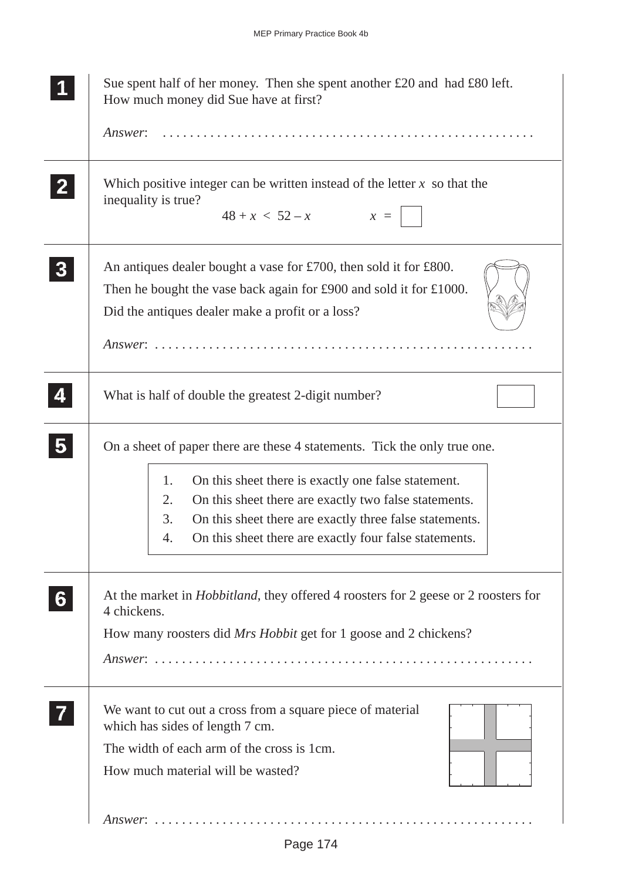**1**

Sue spent half of her money. Then she spent another £20 and had £80 left. How much money did Sue have at first?

*Answer*: . . . . . . . . . . . . . . . . . . . . . . . . . . . . . . . . . . . . . . . . . . . . . . . . . . . . . .

**2**

Which positive integer can be written instead of the letter $x$ so that the inequality is true?

$$48 + x < 52 - x \qquad x = \square$$

**3**

An antiques dealer bought a vase for £700, then sold it for £800.

Then he bought the vase back again for £900 and sold it for £1000.

Did the antiques dealer make a profit or a loss?

*Answer*: . . . . . . . . . . . . . . . . . . . . . . . . . . . . . . . . . . . . . . . . . . . . . . . . . . . . . . .

**4**

What is half of double the greatest 2-digit number? $\square$

**5**

On a sheet of paper there are these 4 statements. Tick the only true one.

1. On this sheet there is exactly one false statement.
2. On this sheet there are exactly two false statements.
3. On this sheet there are exactly three false statements.
4. On this sheet there are exactly four false statements.

**6**

At the market in *Hobbitland*, they offered 4 roosters for 2 geese or 2 roosters for 4 chickens.

How many roosters did *Mrs Hobbit* get for 1 goose and 2 chickens?

*Answer*: . . . . . . . . . . . . . . . . . . . . . . . . . . . . . . . . . . . . . . . . . . . . . . . . . . . . . . .

**7**

We want to cut out a cross from a square piece of material which has sides of length 7 cm.

The width of each arm of the cross is 1cm.

How much material will be wasted?

*Answer*: . . . . . . . . . . . . . . . . . . . . . . . . . . . . . . . . . . . . . . . . . . . . . . . . . . . . . . .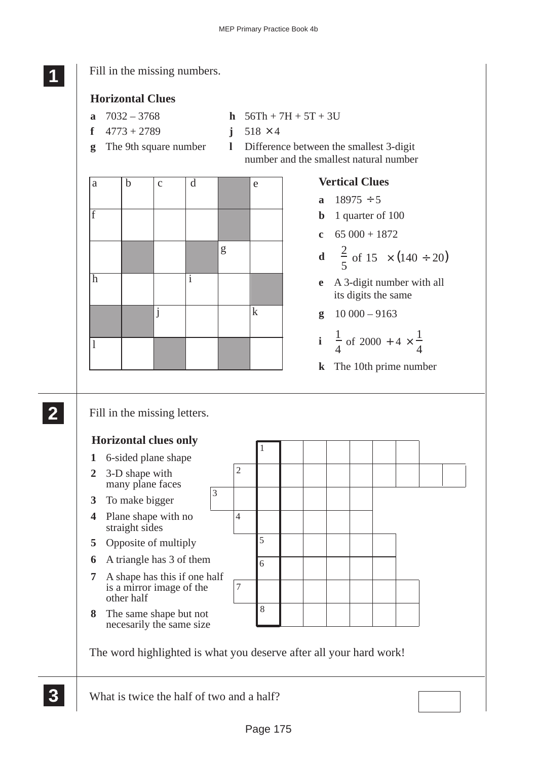**1** Fill in the missing numbers.

### Horizontal Clues

**a** 7032 – 3768

**f** 4773 + 2789

**g** The 9th square number

**h** 56Th + 7H + 5T + 3U

**j** $518 \times 4$

**l** Difference between the smallest 3-digit number and the smallest natural number

| | | | | | |
|---|---|---|---|---|---|
| a | b | c | d | ■ | e |
| f | | | | ■ | |
| | ■ | | ■ | g | |
| h | | | i | | ■ |
| ■ | ■ | j | | | k |
| l | | ■ | | ■ | |

### Vertical Clues

**a** $18975 \div 5$

**b** 1 quarter of 100

**c** 65 000 + 1872

**d** $\frac{2}{5}$ of $15 \times (140 \div 20)$

**e** A 3-digit number with all its digits the same

**g** 10 000 – 9163

**i** $\frac{1}{4}$ of $2000 + 4 \times \frac{1}{4}$

**k** The 10th prime number

---

**2** Fill in the missing letters.

### Horizontal clues only

**1** 6-sided plane shape

**2** 3-D shape with many plane faces

**3** To make bigger

**4** Plane shape with no straight sides

**5** Opposite of multiply

**6** A triangle has 3 of them

**7** A shape has this if one half is a mirror image of the other half

**8** The same shape but not necesarily the same size

The word highlighted is what you deserve after all your hard work!

---

**3** What is twice the half of two and a half?